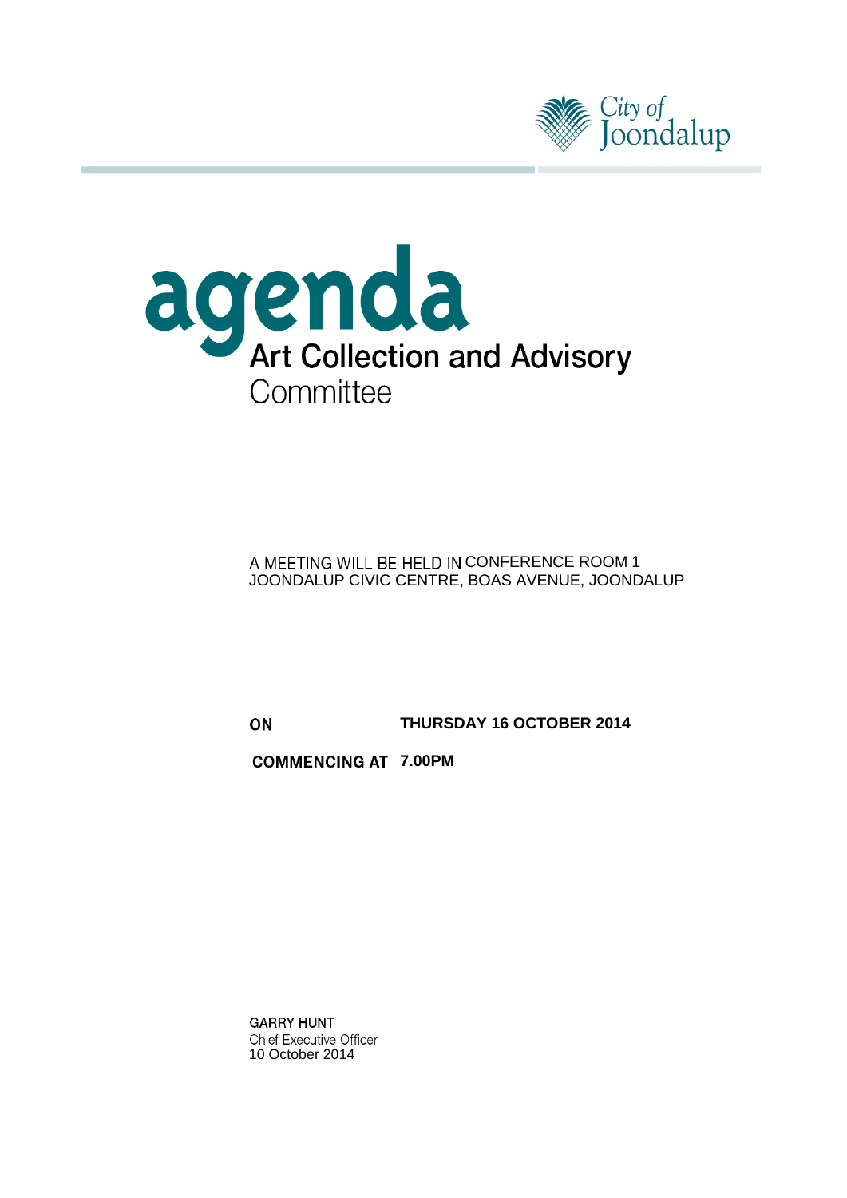City of Joondalup

# agenda

## Art Collection and Advisory Committee

A MEETING WILL BE HELD IN CONFERENCE ROOM 1
JOONDALUP CIVIC CENTRE, BOAS AVENUE, JOONDALUP

**ON** **THURSDAY 16 OCTOBER 2014**

**COMMENCING AT** **7.00PM**

GARRY HUNT
Chief Executive Officer
10 October 2014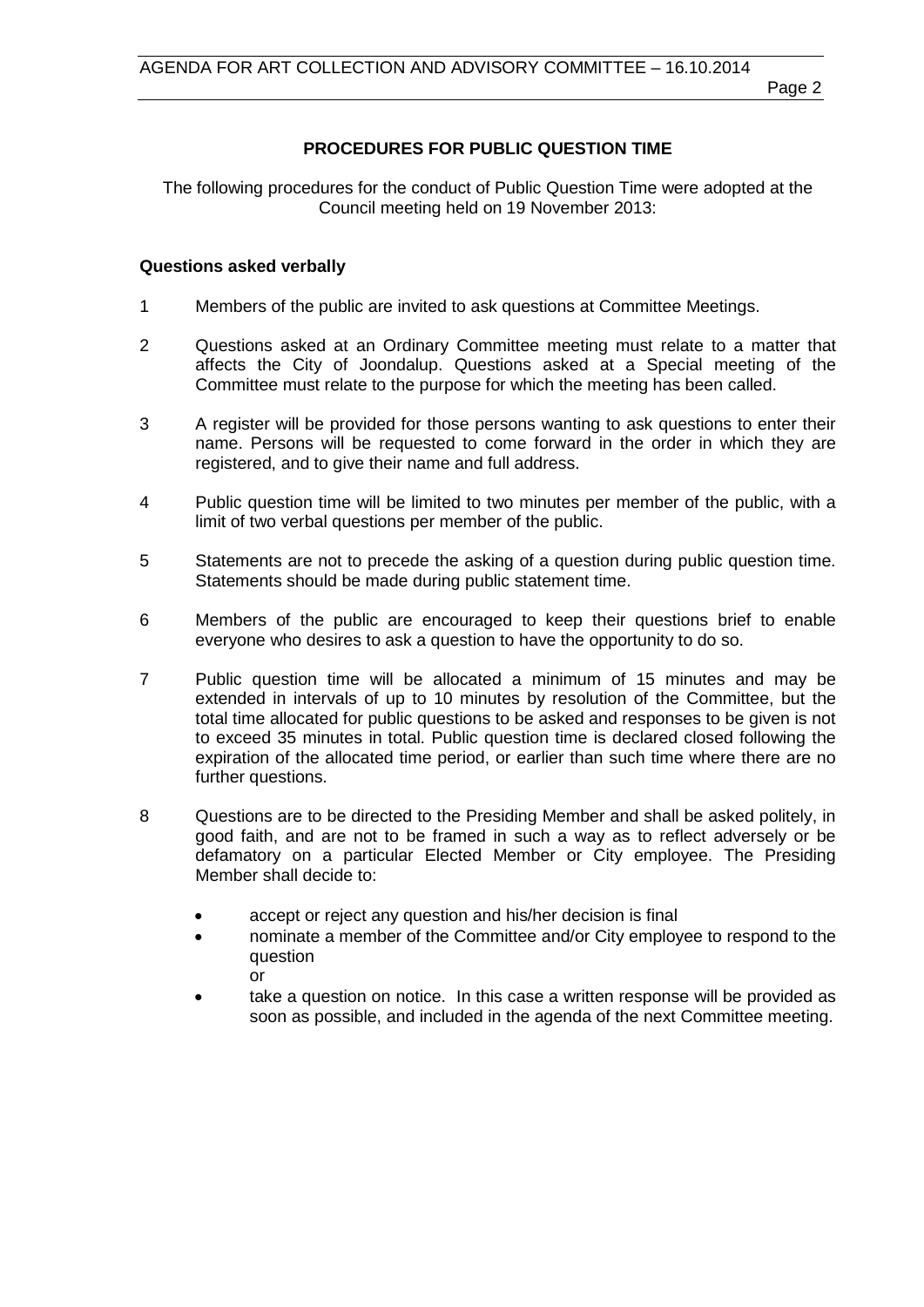## PROCEDURES FOR PUBLIC QUESTION TIME

The following procedures for the conduct of Public Question Time were adopted at the Council meeting held on 19 November 2013:

### Questions asked verbally

1. Members of the public are invited to ask questions at Committee Meetings.

2. Questions asked at an Ordinary Committee meeting must relate to a matter that affects the City of Joondalup. Questions asked at a Special meeting of the Committee must relate to the purpose for which the meeting has been called.

3. A register will be provided for those persons wanting to ask questions to enter their name. Persons will be requested to come forward in the order in which they are registered, and to give their name and full address.

4. Public question time will be limited to two minutes per member of the public, with a limit of two verbal questions per member of the public.

5. Statements are not to precede the asking of a question during public question time. Statements should be made during public statement time.

6. Members of the public are encouraged to keep their questions brief to enable everyone who desires to ask a question to have the opportunity to do so.

7. Public question time will be allocated a minimum of 15 minutes and may be extended in intervals of up to 10 minutes by resolution of the Committee, but the total time allocated for public questions to be asked and responses to be given is not to exceed 35 minutes in total. Public question time is declared closed following the expiration of the allocated time period, or earlier than such time where there are no further questions.

8. Questions are to be directed to the Presiding Member and shall be asked politely, in good faith, and are not to be framed in such a way as to reflect adversely or be defamatory on a particular Elected Member or City employee. The Presiding Member shall decide to:

   - accept or reject any question and his/her decision is final
   - nominate a member of the Committee and/or City employee to respond to the question
     
     or
   - take a question on notice. In this case a written response will be provided as soon as possible, and included in the agenda of the next Committee meeting.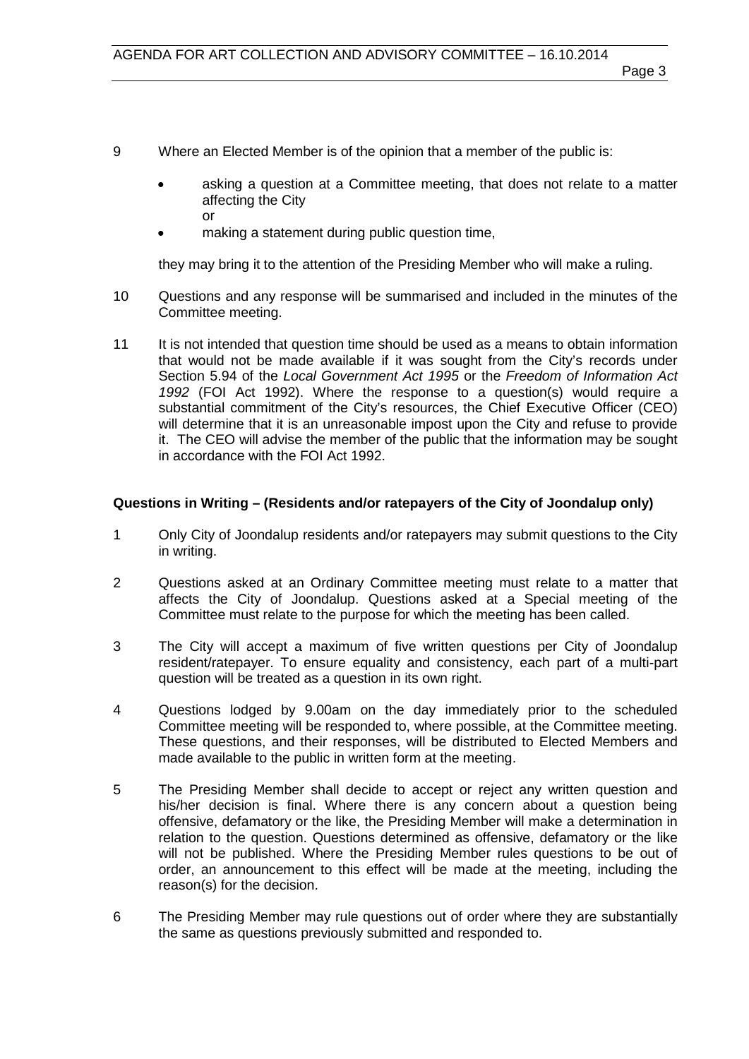9 Where an Elected Member is of the opinion that a member of the public is:

- asking a question at a Committee meeting, that does not relate to a matter affecting the City
  or
- making a statement during public question time,

they may bring it to the attention of the Presiding Member who will make a ruling.

10 Questions and any response will be summarised and included in the minutes of the Committee meeting.

11 It is not intended that question time should be used as a means to obtain information that would not be made available if it was sought from the City's records under Section 5.94 of the *Local Government Act 1995* or the *Freedom of Information Act 1992* (FOI Act 1992). Where the response to a question(s) would require a substantial commitment of the City's resources, the Chief Executive Officer (CEO) will determine that it is an unreasonable impost upon the City and refuse to provide it. The CEO will advise the member of the public that the information may be sought in accordance with the FOI Act 1992.

**Questions in Writing – (Residents and/or ratepayers of the City of Joondalup only)**

1 Only City of Joondalup residents and/or ratepayers may submit questions to the City in writing.

2 Questions asked at an Ordinary Committee meeting must relate to a matter that affects the City of Joondalup. Questions asked at a Special meeting of the Committee must relate to the purpose for which the meeting has been called.

3 The City will accept a maximum of five written questions per City of Joondalup resident/ratepayer. To ensure equality and consistency, each part of a multi-part question will be treated as a question in its own right.

4 Questions lodged by 9.00am on the day immediately prior to the scheduled Committee meeting will be responded to, where possible, at the Committee meeting. These questions, and their responses, will be distributed to Elected Members and made available to the public in written form at the meeting.

5 The Presiding Member shall decide to accept or reject any written question and his/her decision is final. Where there is any concern about a question being offensive, defamatory or the like, the Presiding Member will make a determination in relation to the question. Questions determined as offensive, defamatory or the like will not be published. Where the Presiding Member rules questions to be out of order, an announcement to this effect will be made at the meeting, including the reason(s) for the decision.

6 The Presiding Member may rule questions out of order where they are substantially the same as questions previously submitted and responded to.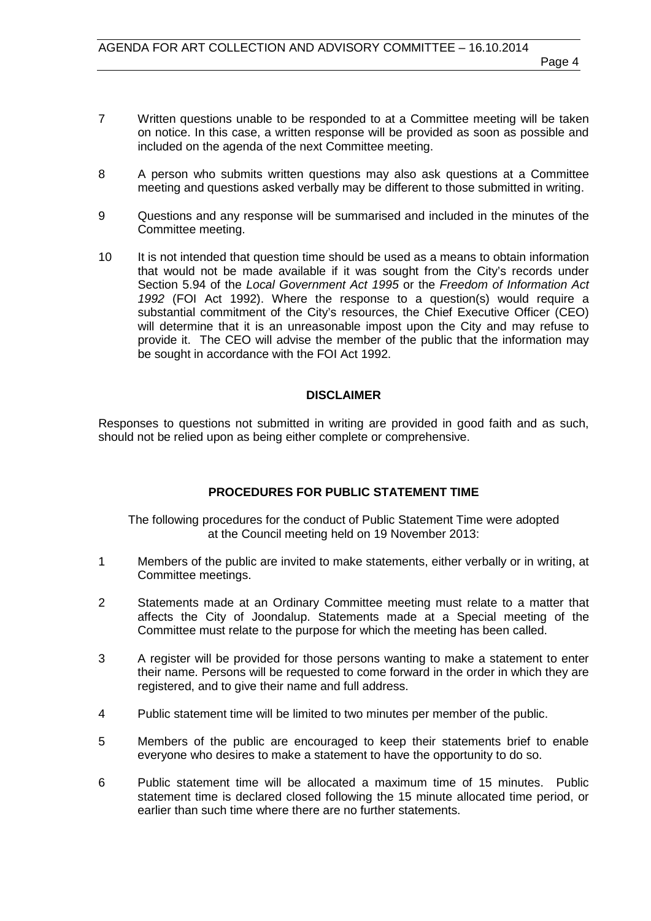7 Written questions unable to be responded to at a Committee meeting will be taken on notice. In this case, a written response will be provided as soon as possible and included on the agenda of the next Committee meeting.

8 A person who submits written questions may also ask questions at a Committee meeting and questions asked verbally may be different to those submitted in writing.

9 Questions and any response will be summarised and included in the minutes of the Committee meeting.

10 It is not intended that question time should be used as a means to obtain information that would not be made available if it was sought from the City's records under Section 5.94 of the *Local Government Act 1995* or the *Freedom of Information Act 1992* (FOI Act 1992). Where the response to a question(s) would require a substantial commitment of the City's resources, the Chief Executive Officer (CEO) will determine that it is an unreasonable impost upon the City and may refuse to provide it. The CEO will advise the member of the public that the information may be sought in accordance with the FOI Act 1992.

**DISCLAIMER**

Responses to questions not submitted in writing are provided in good faith and as such, should not be relied upon as being either complete or comprehensive.

**PROCEDURES FOR PUBLIC STATEMENT TIME**

The following procedures for the conduct of Public Statement Time were adopted at the Council meeting held on 19 November 2013:

1 Members of the public are invited to make statements, either verbally or in writing, at Committee meetings.

2 Statements made at an Ordinary Committee meeting must relate to a matter that affects the City of Joondalup. Statements made at a Special meeting of the Committee must relate to the purpose for which the meeting has been called.

3 A register will be provided for those persons wanting to make a statement to enter their name. Persons will be requested to come forward in the order in which they are registered, and to give their name and full address.

4 Public statement time will be limited to two minutes per member of the public.

5 Members of the public are encouraged to keep their statements brief to enable everyone who desires to make a statement to have the opportunity to do so.

6 Public statement time will be allocated a maximum time of 15 minutes. Public statement time is declared closed following the 15 minute allocated time period, or earlier than such time where there are no further statements.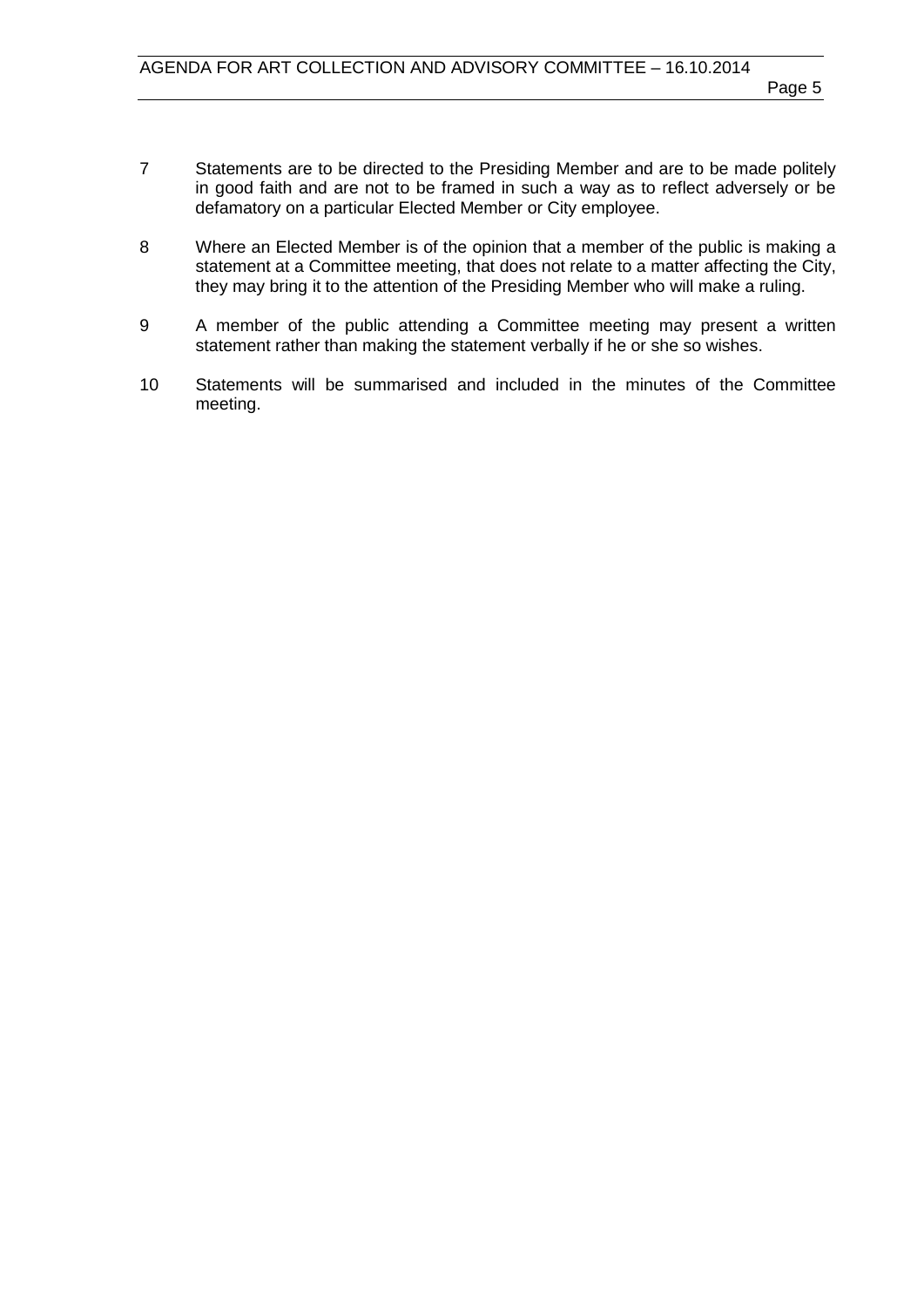7 Statements are to be directed to the Presiding Member and are to be made politely in good faith and are not to be framed in such a way as to reflect adversely or be defamatory on a particular Elected Member or City employee.

8 Where an Elected Member is of the opinion that a member of the public is making a statement at a Committee meeting, that does not relate to a matter affecting the City, they may bring it to the attention of the Presiding Member who will make a ruling.

9 A member of the public attending a Committee meeting may present a written statement rather than making the statement verbally if he or she so wishes.

10 Statements will be summarised and included in the minutes of the Committee meeting.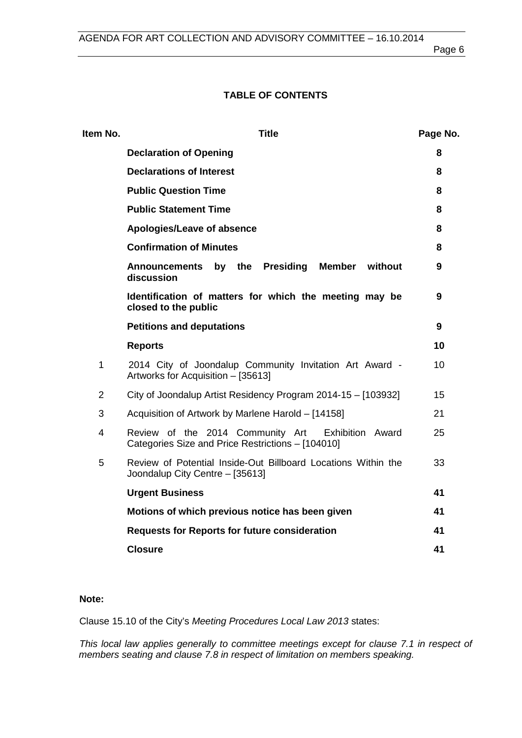## TABLE OF CONTENTS

| Item No. | Title | Page No. |
|---|---|---|
| | **Declaration of Opening** | **8** |
| | **Declarations of Interest** | **8** |
| | **Public Question Time** | **8** |
| | **Public Statement Time** | **8** |
| | **Apologies/Leave of absence** | **8** |
| | **Confirmation of Minutes** | **8** |
| | **Announcements by the Presiding Member without discussion** | **9** |
| | **Identification of matters for which the meeting may be closed to the public** | **9** |
| | **Petitions and deputations** | **9** |
| | **Reports** | **10** |
| 1 | 2014 City of Joondalup Community Invitation Art Award - Artworks for Acquisition – [35613] | 10 |
| 2 | City of Joondalup Artist Residency Program 2014-15 – [103932] | 15 |
| 3 | Acquisition of Artwork by Marlene Harold – [14158] | 21 |
| 4 | Review of the 2014 Community Art Exhibition Award Categories Size and Price Restrictions – [104010] | 25 |
| 5 | Review of Potential Inside-Out Billboard Locations Within the Joondalup City Centre – [35613] | 33 |
| | **Urgent Business** | **41** |
| | **Motions of which previous notice has been given** | **41** |
| | **Requests for Reports for future consideration** | **41** |
| | **Closure** | **41** |

**Note:**

Clause 15.10 of the City's *Meeting Procedures Local Law 2013* states:

*This local law applies generally to committee meetings except for clause 7.1 in respect of members seating and clause 7.8 in respect of limitation on members speaking.*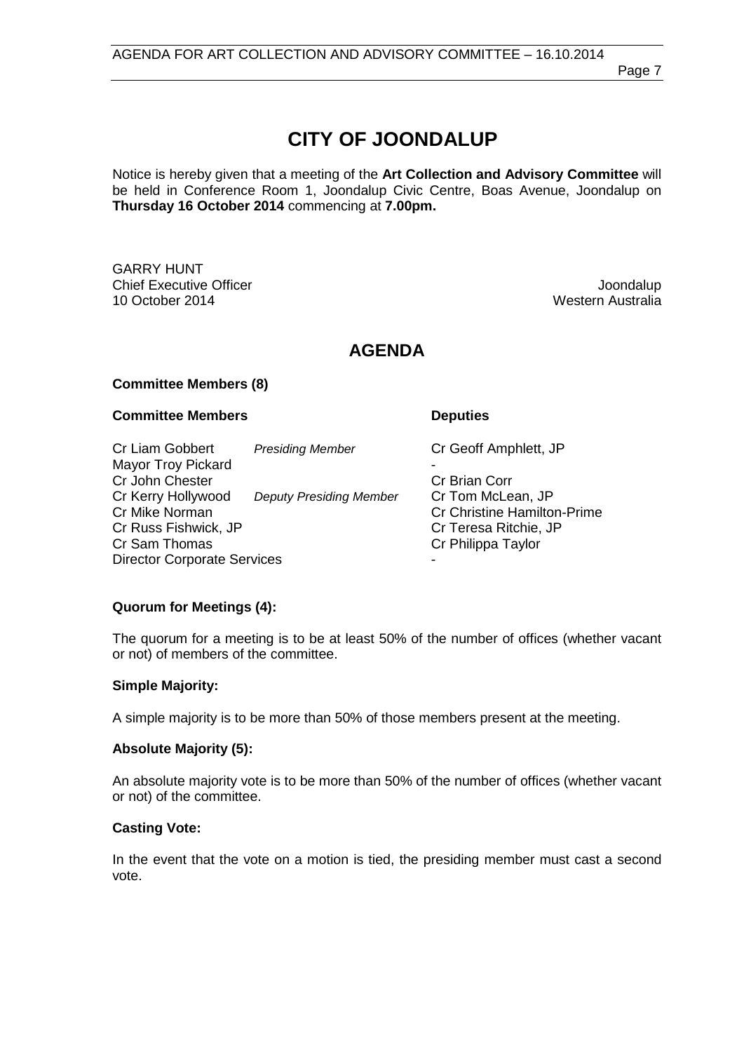# CITY OF JOONDALUP

Notice is hereby given that a meeting of the **Art Collection and Advisory Committee** will be held in Conference Room 1, Joondalup Civic Centre, Boas Avenue, Joondalup on **Thursday 16 October 2014** commencing at **7.00pm.**

GARRY HUNT
Chief Executive Officer
10 October 2014

Joondalup
Western Australia

## AGENDA

### Committee Members (8)

| **Committee Members** | | **Deputies** |
|---|---|---|
| Cr Liam Gobbert | *Presiding Member* | Cr Geoff Amphlett, JP |
| Mayor Troy Pickard | | - |
| Cr John Chester | | Cr Brian Corr |
| Cr Kerry Hollywood | *Deputy Presiding Member* | Cr Tom McLean, JP |
| Cr Mike Norman | | Cr Christine Hamilton-Prime |
| Cr Russ Fishwick, JP | | Cr Teresa Ritchie, JP |
| Cr Sam Thomas | | Cr Philippa Taylor |
| Director Corporate Services | | - |

### Quorum for Meetings (4):

The quorum for a meeting is to be at least 50% of the number of offices (whether vacant or not) of members of the committee.

### Simple Majority:

A simple majority is to be more than 50% of those members present at the meeting.

### Absolute Majority (5):

An absolute majority vote is to be more than 50% of the number of offices (whether vacant or not) of the committee.

### Casting Vote:

In the event that the vote on a motion is tied, the presiding member must cast a second vote.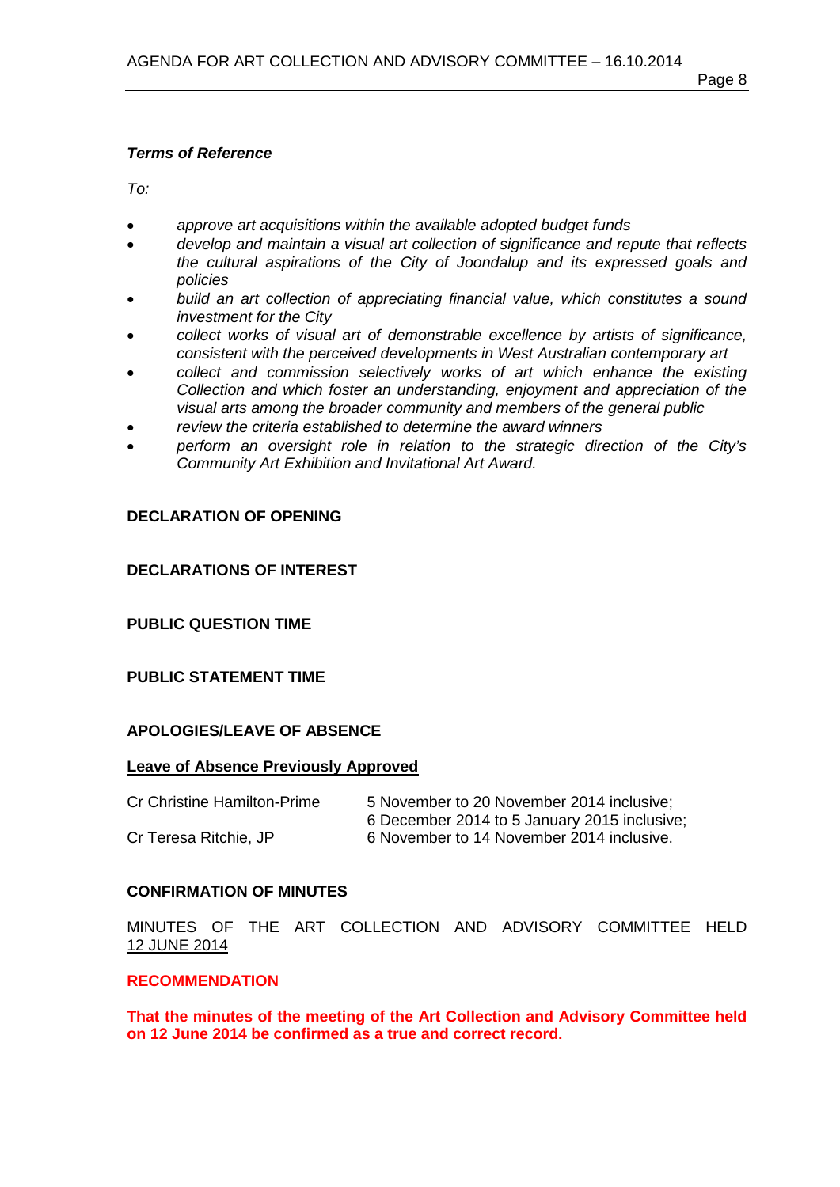***Terms of Reference***

*To:*

- *approve art acquisitions within the available adopted budget funds*
- *develop and maintain a visual art collection of significance and repute that reflects the cultural aspirations of the City of Joondalup and its expressed goals and policies*
- *build an art collection of appreciating financial value, which constitutes a sound investment for the City*
- *collect works of visual art of demonstrable excellence by artists of significance, consistent with the perceived developments in West Australian contemporary art*
- *collect and commission selectively works of art which enhance the existing Collection and which foster an understanding, enjoyment and appreciation of the visual arts among the broader community and members of the general public*
- *review the criteria established to determine the award winners*
- *perform an oversight role in relation to the strategic direction of the City's Community Art Exhibition and Invitational Art Award.*

## DECLARATION OF OPENING

## DECLARATIONS OF INTEREST

## PUBLIC QUESTION TIME

## PUBLIC STATEMENT TIME

## APOLOGIES/LEAVE OF ABSENCE

**Leave of Absence Previously Approved**

| | |
|---|---|
| Cr Christine Hamilton-Prime | 5 November to 20 November 2014 inclusive;<br>6 December 2014 to 5 January 2015 inclusive; |
| Cr Teresa Ritchie, JP | 6 November to 14 November 2014 inclusive. |

## CONFIRMATION OF MINUTES

MINUTES OF THE ART COLLECTION AND ADVISORY COMMITTEE HELD 12 JUNE 2014

**RECOMMENDATION**

**That the minutes of the meeting of the Art Collection and Advisory Committee held on 12 June 2014 be confirmed as a true and correct record.**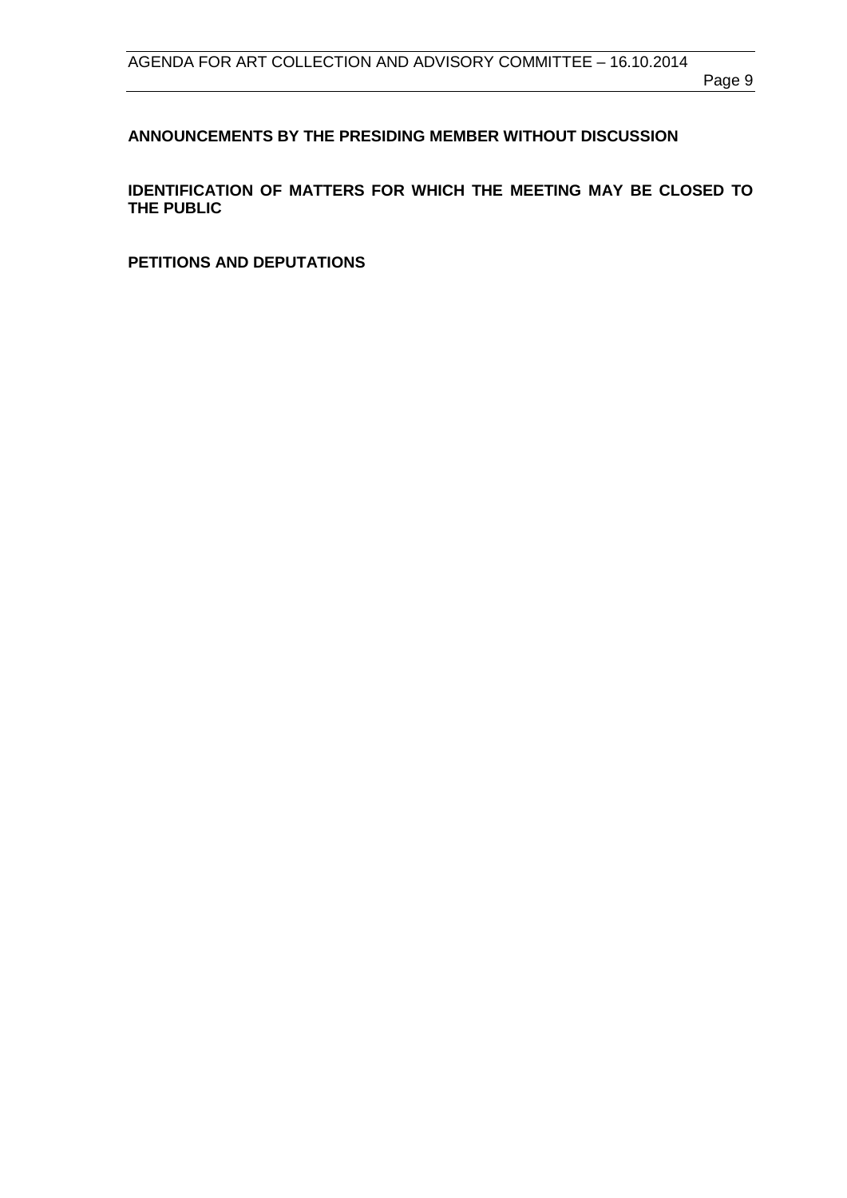## ANNOUNCEMENTS BY THE PRESIDING MEMBER WITHOUT DISCUSSION

## IDENTIFICATION OF MATTERS FOR WHICH THE MEETING MAY BE CLOSED TO THE PUBLIC

## PETITIONS AND DEPUTATIONS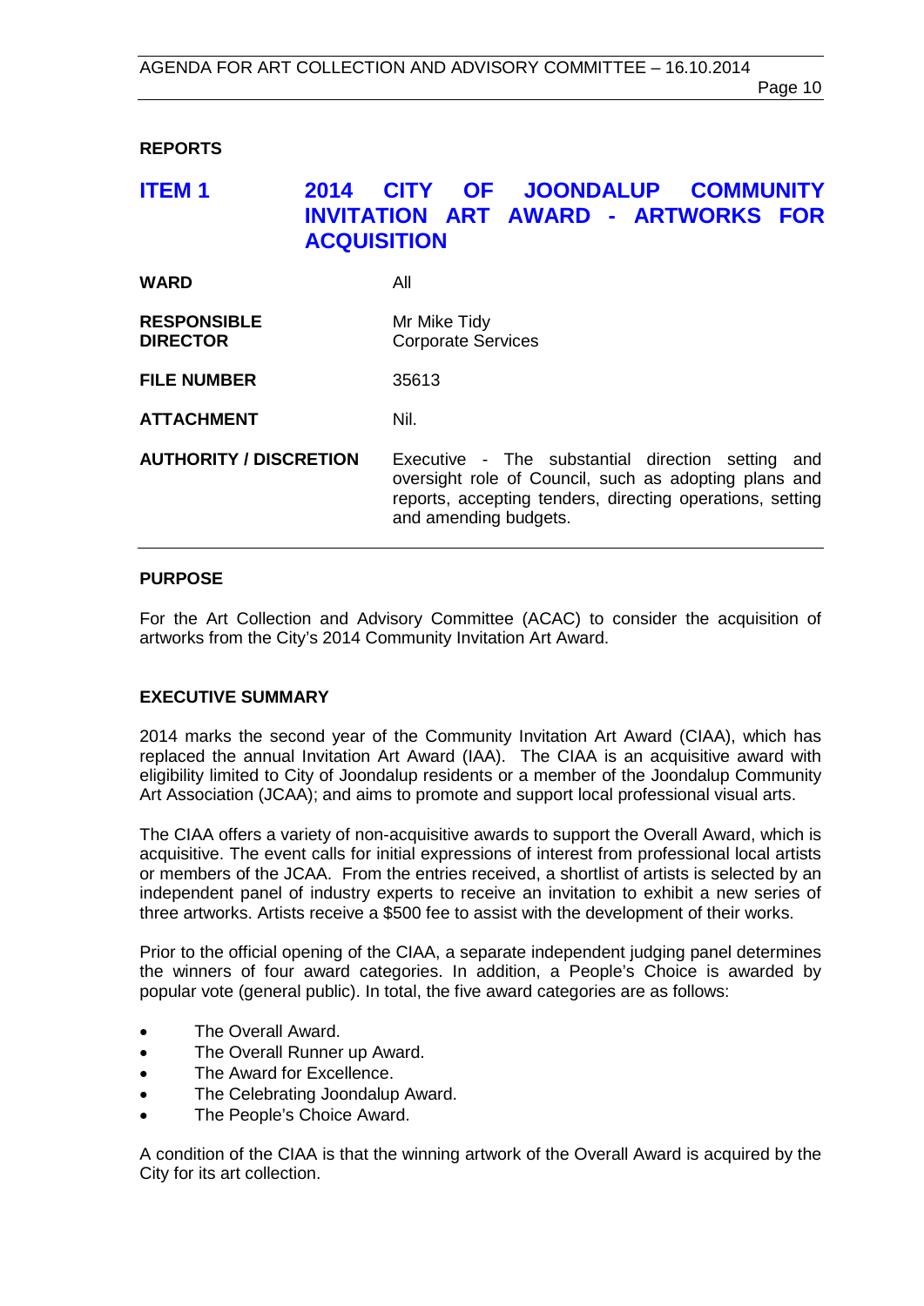## REPORTS

## ITEM 1 2014 CITY OF JOONDALUP COMMUNITY INVITATION ART AWARD - ARTWORKS FOR ACQUISITION

| | |
|---|---|
| **WARD** | All |
| **RESPONSIBLE DIRECTOR** | Mr Mike Tidy<br>Corporate Services |
| **FILE NUMBER** | 35613 |
| **ATTACHMENT** | Nil. |
| **AUTHORITY / DISCRETION** | Executive - The substantial direction setting and oversight role of Council, such as adopting plans and reports, accepting tenders, directing operations, setting and amending budgets. |

### PURPOSE

For the Art Collection and Advisory Committee (ACAC) to consider the acquisition of artworks from the City's 2014 Community Invitation Art Award.

### EXECUTIVE SUMMARY

2014 marks the second year of the Community Invitation Art Award (CIAA), which has replaced the annual Invitation Art Award (IAA). The CIAA is an acquisitive award with eligibility limited to City of Joondalup residents or a member of the Joondalup Community Art Association (JCAA); and aims to promote and support local professional visual arts.

The CIAA offers a variety of non-acquisitive awards to support the Overall Award, which is acquisitive. The event calls for initial expressions of interest from professional local artists or members of the JCAA. From the entries received, a shortlist of artists is selected by an independent panel of industry experts to receive an invitation to exhibit a new series of three artworks. Artists receive a $500 fee to assist with the development of their works.

Prior to the official opening of the CIAA, a separate independent judging panel determines the winners of four award categories. In addition, a People's Choice is awarded by popular vote (general public). In total, the five award categories are as follows:

- The Overall Award.
- The Overall Runner up Award.
- The Award for Excellence.
- The Celebrating Joondalup Award.
- The People's Choice Award.

A condition of the CIAA is that the winning artwork of the Overall Award is acquired by the City for its art collection.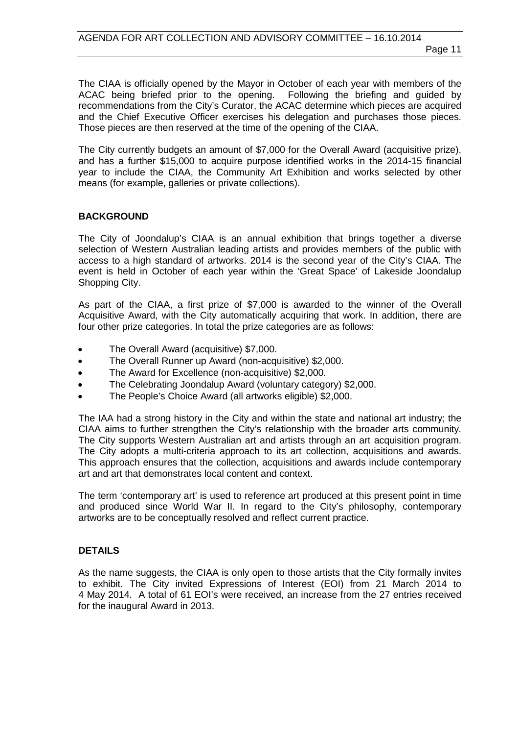The CIAA is officially opened by the Mayor in October of each year with members of the ACAC being briefed prior to the opening. Following the briefing and guided by recommendations from the City's Curator, the ACAC determine which pieces are acquired and the Chief Executive Officer exercises his delegation and purchases those pieces. Those pieces are then reserved at the time of the opening of the CIAA.

The City currently budgets an amount of $7,000 for the Overall Award (acquisitive prize), and has a further $15,000 to acquire purpose identified works in the 2014-15 financial year to include the CIAA, the Community Art Exhibition and works selected by other means (for example, galleries or private collections).

## BACKGROUND

The City of Joondalup's CIAA is an annual exhibition that brings together a diverse selection of Western Australian leading artists and provides members of the public with access to a high standard of artworks. 2014 is the second year of the City's CIAA. The event is held in October of each year within the 'Great Space' of Lakeside Joondalup Shopping City.

As part of the CIAA, a first prize of $7,000 is awarded to the winner of the Overall Acquisitive Award, with the City automatically acquiring that work. In addition, there are four other prize categories. In total the prize categories are as follows:

- The Overall Award (acquisitive) $7,000.
- The Overall Runner up Award (non-acquisitive) $2,000.
- The Award for Excellence (non-acquisitive) $2,000.
- The Celebrating Joondalup Award (voluntary category) $2,000.
- The People's Choice Award (all artworks eligible) $2,000.

The IAA had a strong history in the City and within the state and national art industry; the CIAA aims to further strengthen the City's relationship with the broader arts community. The City supports Western Australian art and artists through an art acquisition program. The City adopts a multi-criteria approach to its art collection, acquisitions and awards. This approach ensures that the collection, acquisitions and awards include contemporary art and art that demonstrates local content and context.

The term 'contemporary art' is used to reference art produced at this present point in time and produced since World War II. In regard to the City's philosophy, contemporary artworks are to be conceptually resolved and reflect current practice.

## DETAILS

As the name suggests, the CIAA is only open to those artists that the City formally invites to exhibit. The City invited Expressions of Interest (EOI) from 21 March 2014 to 4 May 2014. A total of 61 EOI's were received, an increase from the 27 entries received for the inaugural Award in 2013.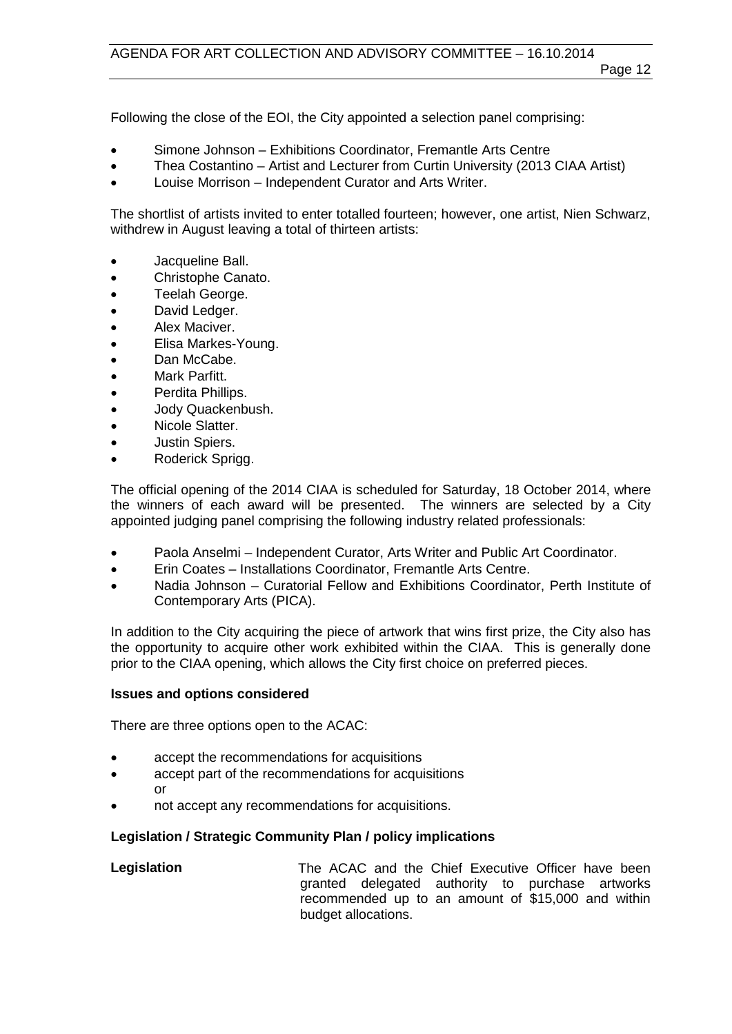Following the close of the EOI, the City appointed a selection panel comprising:

- Simone Johnson – Exhibitions Coordinator, Fremantle Arts Centre
- Thea Costantino – Artist and Lecturer from Curtin University (2013 CIAA Artist)
- Louise Morrison – Independent Curator and Arts Writer.

The shortlist of artists invited to enter totalled fourteen; however, one artist, Nien Schwarz, withdrew in August leaving a total of thirteen artists:

- Jacqueline Ball.
- Christophe Canato.
- Teelah George.
- David Ledger.
- Alex Maciver.
- Elisa Markes-Young.
- Dan McCabe.
- Mark Parfitt.
- Perdita Phillips.
- Jody Quackenbush.
- Nicole Slatter.
- Justin Spiers.
- Roderick Sprigg.

The official opening of the 2014 CIAA is scheduled for Saturday, 18 October 2014, where the winners of each award will be presented. The winners are selected by a City appointed judging panel comprising the following industry related professionals:

- Paola Anselmi – Independent Curator, Arts Writer and Public Art Coordinator.
- Erin Coates – Installations Coordinator, Fremantle Arts Centre.
- Nadia Johnson – Curatorial Fellow and Exhibitions Coordinator, Perth Institute of Contemporary Arts (PICA).

In addition to the City acquiring the piece of artwork that wins first prize, the City also has the opportunity to acquire other work exhibited within the CIAA. This is generally done prior to the CIAA opening, which allows the City first choice on preferred pieces.

**Issues and options considered**

There are three options open to the ACAC:

- accept the recommendations for acquisitions
- accept part of the recommendations for acquisitions
  or
- not accept any recommendations for acquisitions.

**Legislation / Strategic Community Plan / policy implications**

**Legislation** The ACAC and the Chief Executive Officer have been granted delegated authority to purchase artworks recommended up to an amount of $15,000 and within budget allocations.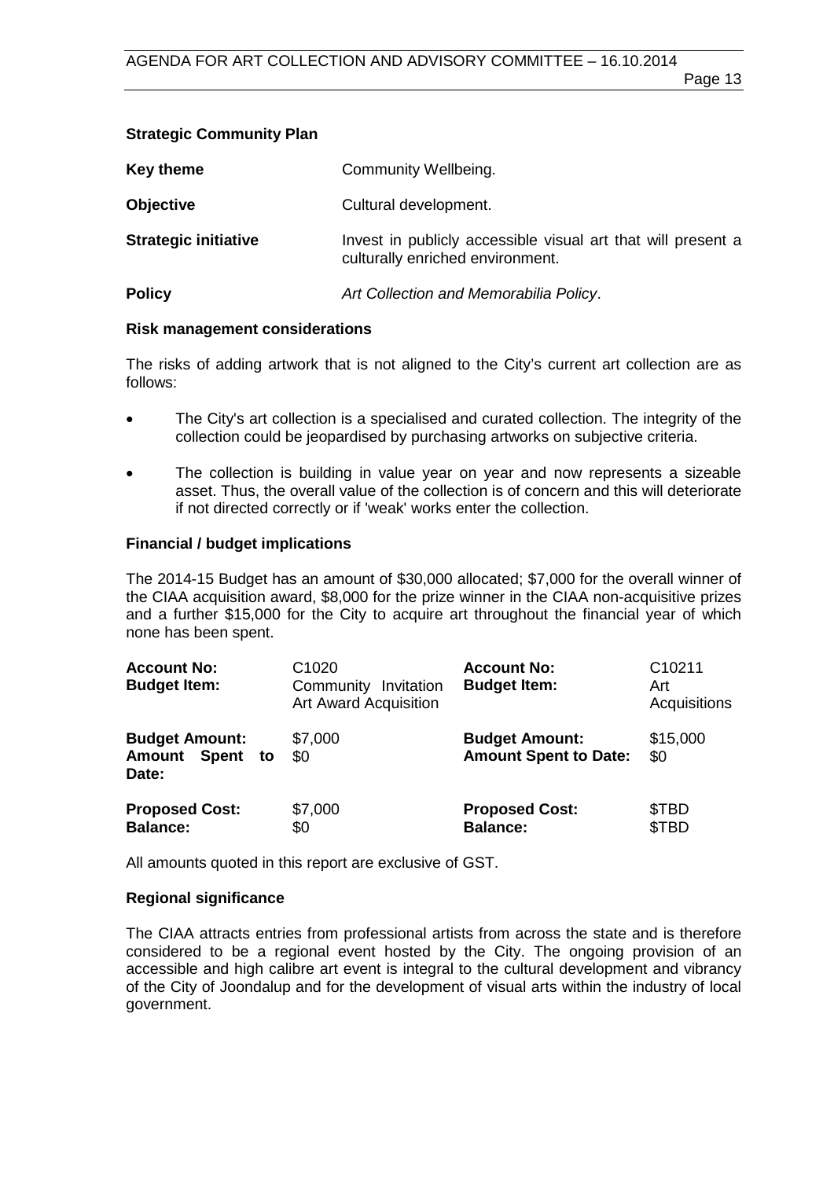### Strategic Community Plan

| | |
|---|---|
| **Key theme** | Community Wellbeing. |
| **Objective** | Cultural development. |
| **Strategic initiative** | Invest in publicly accessible visual art that will present a culturally enriched environment. |
| **Policy** | *Art Collection and Memorabilia Policy*. |

### Risk management considerations

The risks of adding artwork that is not aligned to the City's current art collection are as follows:

- The City's art collection is a specialised and curated collection. The integrity of the collection could be jeopardised by purchasing artworks on subjective criteria.
- The collection is building in value year on year and now represents a sizeable asset. Thus, the overall value of the collection is of concern and this will deteriorate if not directed correctly or if 'weak' works enter the collection.

### Financial / budget implications

The 2014-15 Budget has an amount of $30,000 allocated; $7,000 for the overall winner of the CIAA acquisition award, $8,000 for the prize winner in the CIAA non-acquisitive prizes and a further $15,000 for the City to acquire art throughout the financial year of which none has been spent.

| | | | |
|---|---|---|---|
| **Account No:** | C1020 | **Account No:** | C10211 |
| **Budget Item:** | Community Invitation Art Award Acquisition | **Budget Item:** | Art Acquisitions |
| **Budget Amount:** | $7,000 | **Budget Amount:** | $15,000 |
| **Amount Spent to Date:** | $0 | **Amount Spent to Date:** | $0 |
| **Proposed Cost:** | $7,000 | **Proposed Cost:** | $TBD |
| **Balance:** | $0 | **Balance:** | $TBD |

All amounts quoted in this report are exclusive of GST.

### Regional significance

The CIAA attracts entries from professional artists from across the state and is therefore considered to be a regional event hosted by the City. The ongoing provision of an accessible and high calibre art event is integral to the cultural development and vibrancy of the City of Joondalup and for the development of visual arts within the industry of local government.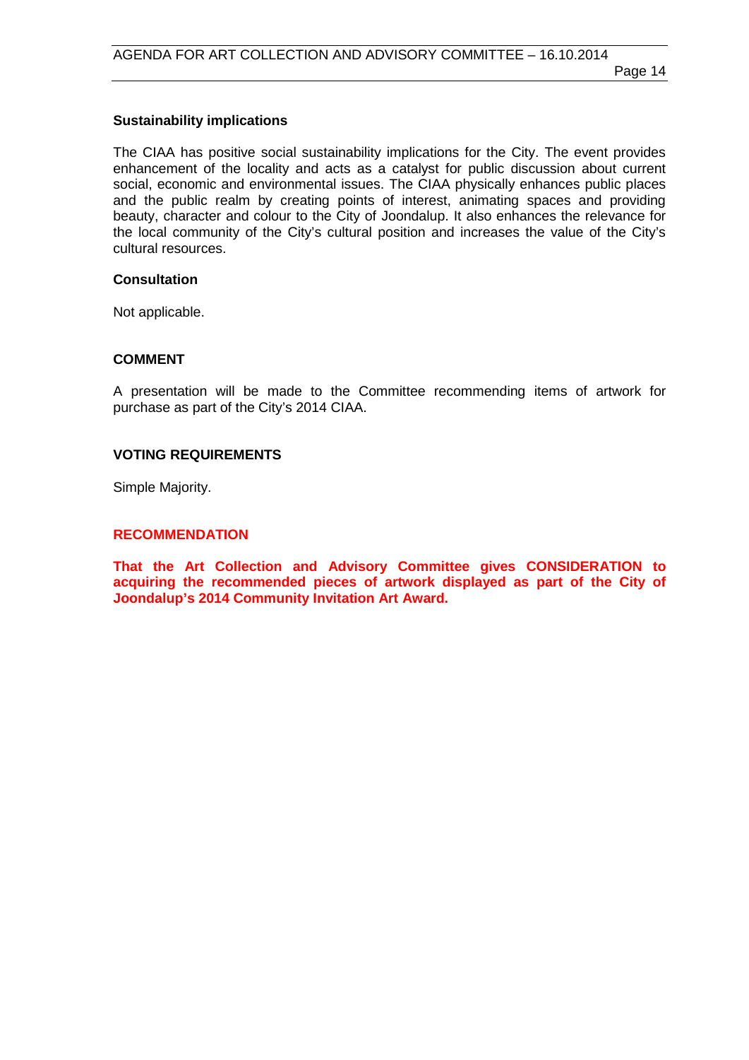**Sustainability implications**

The CIAA has positive social sustainability implications for the City. The event provides enhancement of the locality and acts as a catalyst for public discussion about current social, economic and environmental issues. The CIAA physically enhances public places and the public realm by creating points of interest, animating spaces and providing beauty, character and colour to the City of Joondalup. It also enhances the relevance for the local community of the City's cultural position and increases the value of the City's cultural resources.

**Consultation**

Not applicable.

## COMMENT

A presentation will be made to the Committee recommending items of artwork for purchase as part of the City's 2014 CIAA.

## VOTING REQUIREMENTS

Simple Majority.

## RECOMMENDATION

**That the Art Collection and Advisory Committee gives CONSIDERATION to acquiring the recommended pieces of artwork displayed as part of the City of Joondalup's 2014 Community Invitation Art Award.**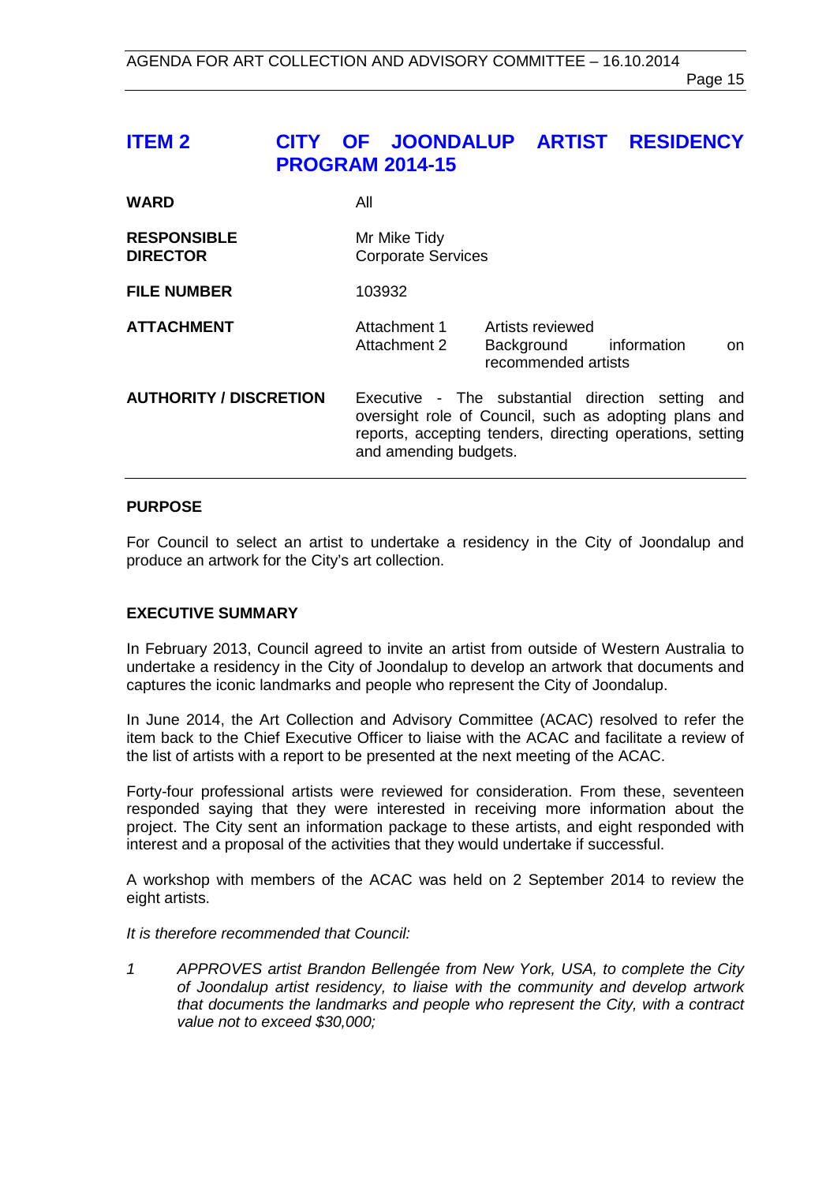# ITEM 2 CITY OF JOONDALUP ARTIST RESIDENCY PROGRAM 2014-15

| | |
|---|---|
| **WARD** | All |
| **RESPONSIBLE DIRECTOR** | Mr Mike Tidy<br>Corporate Services |
| **FILE NUMBER** | 103932 |
| **ATTACHMENT** | Attachment 1 Artists reviewed<br>Attachment 2 Background information on recommended artists |
| **AUTHORITY / DISCRETION** | Executive - The substantial direction setting and oversight role of Council, such as adopting plans and reports, accepting tenders, directing operations, setting and amending budgets. |

## PURPOSE

For Council to select an artist to undertake a residency in the City of Joondalup and produce an artwork for the City's art collection.

## EXECUTIVE SUMMARY

In February 2013, Council agreed to invite an artist from outside of Western Australia to undertake a residency in the City of Joondalup to develop an artwork that documents and captures the iconic landmarks and people who represent the City of Joondalup.

In June 2014, the Art Collection and Advisory Committee (ACAC) resolved to refer the item back to the Chief Executive Officer to liaise with the ACAC and facilitate a review of the list of artists with a report to be presented at the next meeting of the ACAC.

Forty-four professional artists were reviewed for consideration. From these, seventeen responded saying that they were interested in receiving more information about the project. The City sent an information package to these artists, and eight responded with interest and a proposal of the activities that they would undertake if successful.

A workshop with members of the ACAC was held on 2 September 2014 to review the eight artists.

*It is therefore recommended that Council:*

1. *APPROVES artist Brandon Bellengée from New York, USA, to complete the City of Joondalup artist residency, to liaise with the community and develop artwork that documents the landmarks and people who represent the City, with a contract value not to exceed $30,000;*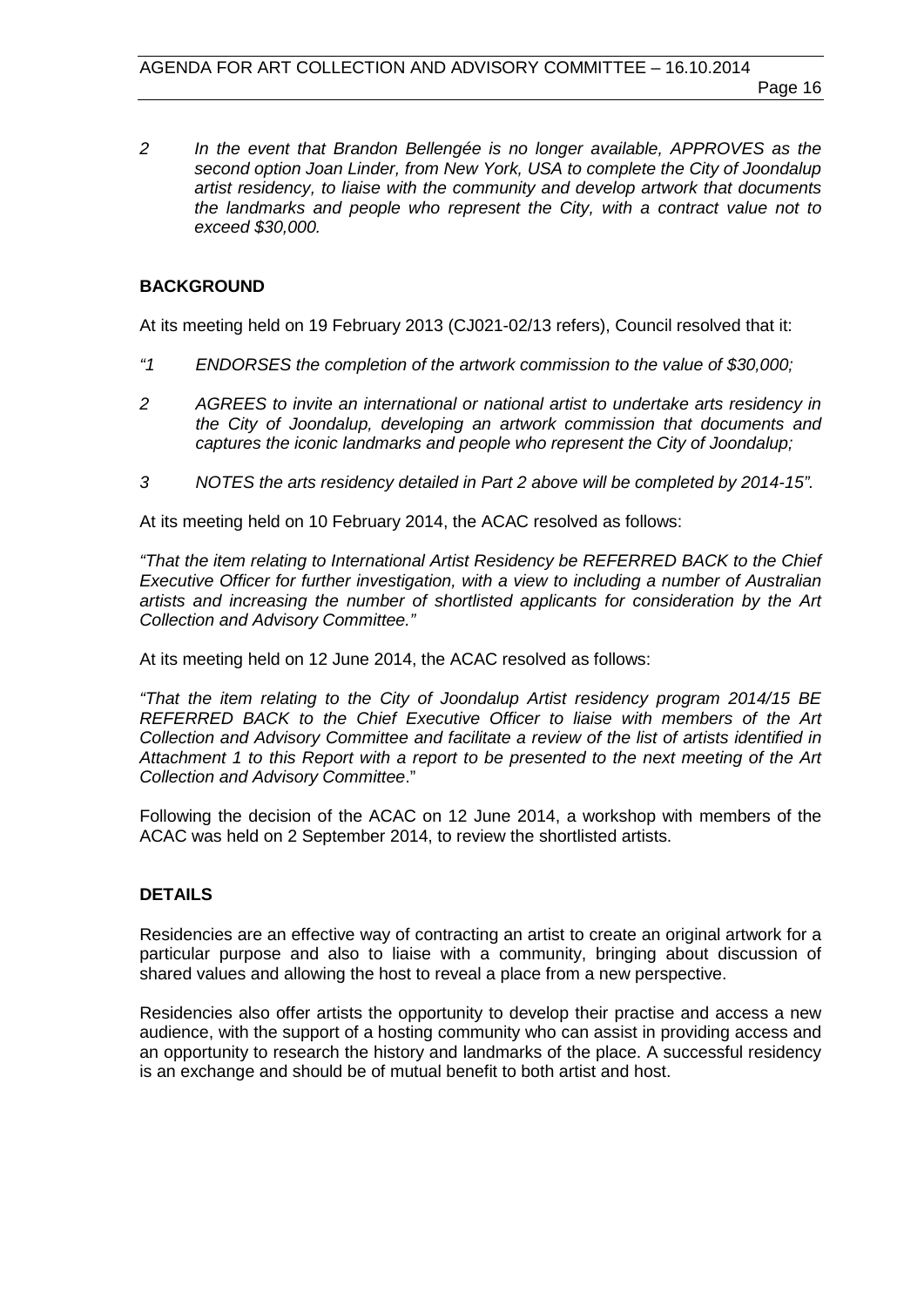*2 In the event that Brandon Bellengée is no longer available, APPROVES as the second option Joan Linder, from New York, USA to complete the City of Joondalup artist residency, to liaise with the community and develop artwork that documents the landmarks and people who represent the City, with a contract value not to exceed $30,000.*

## BACKGROUND

At its meeting held on 19 February 2013 (CJ021-02/13 refers), Council resolved that it:

*"1 ENDORSES the completion of the artwork commission to the value of $30,000;*

*2 AGREES to invite an international or national artist to undertake arts residency in the City of Joondalup, developing an artwork commission that documents and captures the iconic landmarks and people who represent the City of Joondalup;*

*3 NOTES the arts residency detailed in Part 2 above will be completed by 2014-15".*

At its meeting held on 10 February 2014, the ACAC resolved as follows:

*"That the item relating to International Artist Residency be REFERRED BACK to the Chief Executive Officer for further investigation, with a view to including a number of Australian artists and increasing the number of shortlisted applicants for consideration by the Art Collection and Advisory Committee."*

At its meeting held on 12 June 2014, the ACAC resolved as follows:

*"That the item relating to the City of Joondalup Artist residency program 2014/15 BE REFERRED BACK to the Chief Executive Officer to liaise with members of the Art Collection and Advisory Committee and facilitate a review of the list of artists identified in Attachment 1 to this Report with a report to be presented to the next meeting of the Art Collection and Advisory Committee*."

Following the decision of the ACAC on 12 June 2014, a workshop with members of the ACAC was held on 2 September 2014, to review the shortlisted artists.

## DETAILS

Residencies are an effective way of contracting an artist to create an original artwork for a particular purpose and also to liaise with a community, bringing about discussion of shared values and allowing the host to reveal a place from a new perspective.

Residencies also offer artists the opportunity to develop their practise and access a new audience, with the support of a hosting community who can assist in providing access and an opportunity to research the history and landmarks of the place. A successful residency is an exchange and should be of mutual benefit to both artist and host.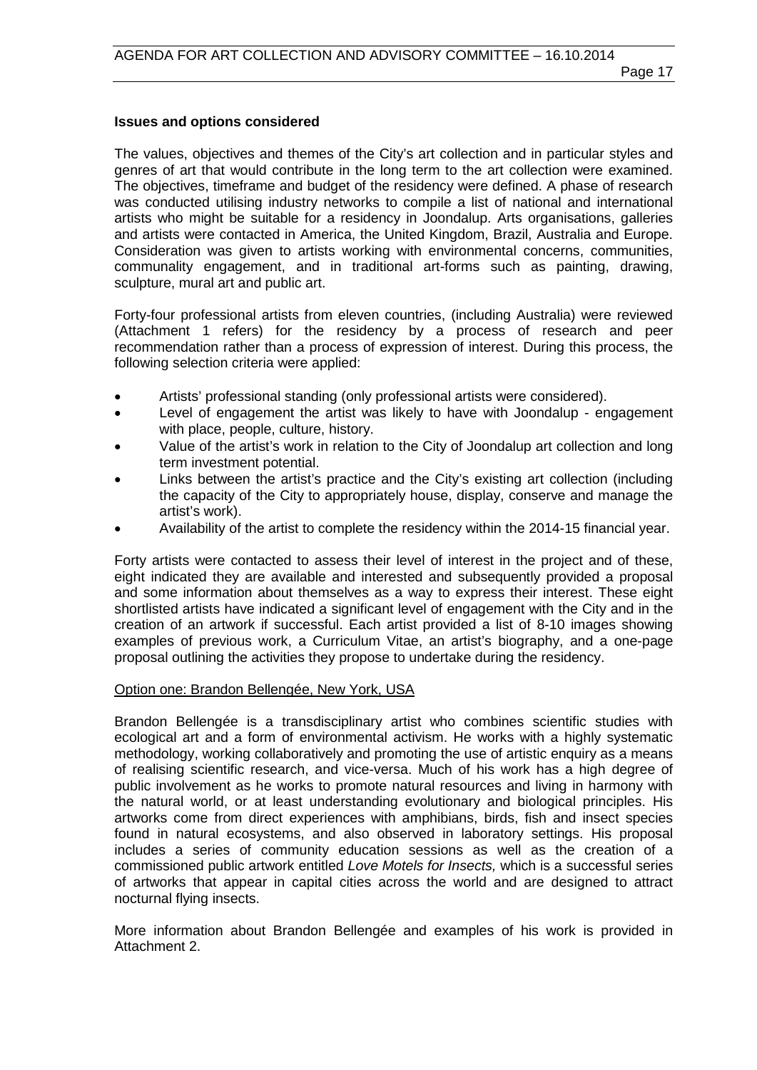**Issues and options considered**

The values, objectives and themes of the City's art collection and in particular styles and genres of art that would contribute in the long term to the art collection were examined. The objectives, timeframe and budget of the residency were defined. A phase of research was conducted utilising industry networks to compile a list of national and international artists who might be suitable for a residency in Joondalup. Arts organisations, galleries and artists were contacted in America, the United Kingdom, Brazil, Australia and Europe. Consideration was given to artists working with environmental concerns, communities, communality engagement, and in traditional art-forms such as painting, drawing, sculpture, mural art and public art.

Forty-four professional artists from eleven countries, (including Australia) were reviewed (Attachment 1 refers) for the residency by a process of research and peer recommendation rather than a process of expression of interest. During this process, the following selection criteria were applied:

- Artists' professional standing (only professional artists were considered).
- Level of engagement the artist was likely to have with Joondalup - engagement with place, people, culture, history.
- Value of the artist's work in relation to the City of Joondalup art collection and long term investment potential.
- Links between the artist's practice and the City's existing art collection (including the capacity of the City to appropriately house, display, conserve and manage the artist's work).
- Availability of the artist to complete the residency within the 2014-15 financial year.

Forty artists were contacted to assess their level of interest in the project and of these, eight indicated they are available and interested and subsequently provided a proposal and some information about themselves as a way to express their interest. These eight shortlisted artists have indicated a significant level of engagement with the City and in the creation of an artwork if successful. Each artist provided a list of 8-10 images showing examples of previous work, a Curriculum Vitae, an artist's biography, and a one-page proposal outlining the activities they propose to undertake during the residency.

Option one: Brandon Bellengée, New York, USA

Brandon Bellengée is a transdisciplinary artist who combines scientific studies with ecological art and a form of environmental activism. He works with a highly systematic methodology, working collaboratively and promoting the use of artistic enquiry as a means of realising scientific research, and vice-versa. Much of his work has a high degree of public involvement as he works to promote natural resources and living in harmony with the natural world, or at least understanding evolutionary and biological principles. His artworks come from direct experiences with amphibians, birds, fish and insect species found in natural ecosystems, and also observed in laboratory settings. His proposal includes a series of community education sessions as well as the creation of a commissioned public artwork entitled *Love Motels for Insects,* which is a successful series of artworks that appear in capital cities across the world and are designed to attract nocturnal flying insects.

More information about Brandon Bellengée and examples of his work is provided in Attachment 2.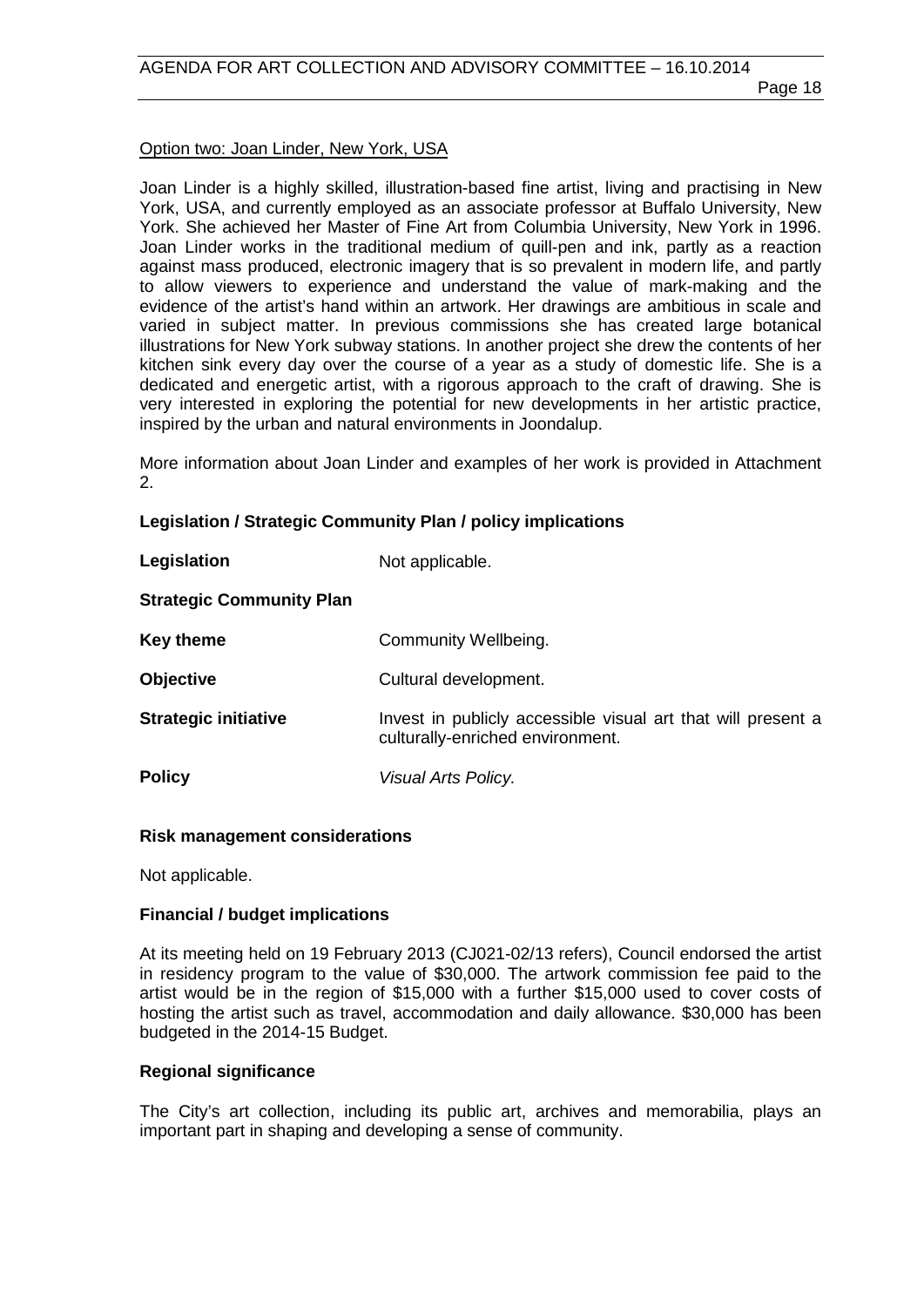Option two: Joan Linder, New York, USA

Joan Linder is a highly skilled, illustration-based fine artist, living and practising in New York, USA, and currently employed as an associate professor at Buffalo University, New York. She achieved her Master of Fine Art from Columbia University, New York in 1996. Joan Linder works in the traditional medium of quill-pen and ink, partly as a reaction against mass produced, electronic imagery that is so prevalent in modern life, and partly to allow viewers to experience and understand the value of mark-making and the evidence of the artist's hand within an artwork. Her drawings are ambitious in scale and varied in subject matter. In previous commissions she has created large botanical illustrations for New York subway stations. In another project she drew the contents of her kitchen sink every day over the course of a year as a study of domestic life. She is a dedicated and energetic artist, with a rigorous approach to the craft of drawing. She is very interested in exploring the potential for new developments in her artistic practice, inspired by the urban and natural environments in Joondalup.

More information about Joan Linder and examples of her work is provided in Attachment 2.

### Legislation / Strategic Community Plan / policy implications

**Legislation** Not applicable.

**Strategic Community Plan**

**Key theme** Community Wellbeing.

**Objective** Cultural development.

**Strategic initiative** Invest in publicly accessible visual art that will present a culturally-enriched environment.

**Policy** *Visual Arts Policy.*

### Risk management considerations

Not applicable.

### Financial / budget implications

At its meeting held on 19 February 2013 (CJ021-02/13 refers), Council endorsed the artist in residency program to the value of $30,000. The artwork commission fee paid to the artist would be in the region of $15,000 with a further $15,000 used to cover costs of hosting the artist such as travel, accommodation and daily allowance. $30,000 has been budgeted in the 2014-15 Budget.

### Regional significance

The City's art collection, including its public art, archives and memorabilia, plays an important part in shaping and developing a sense of community.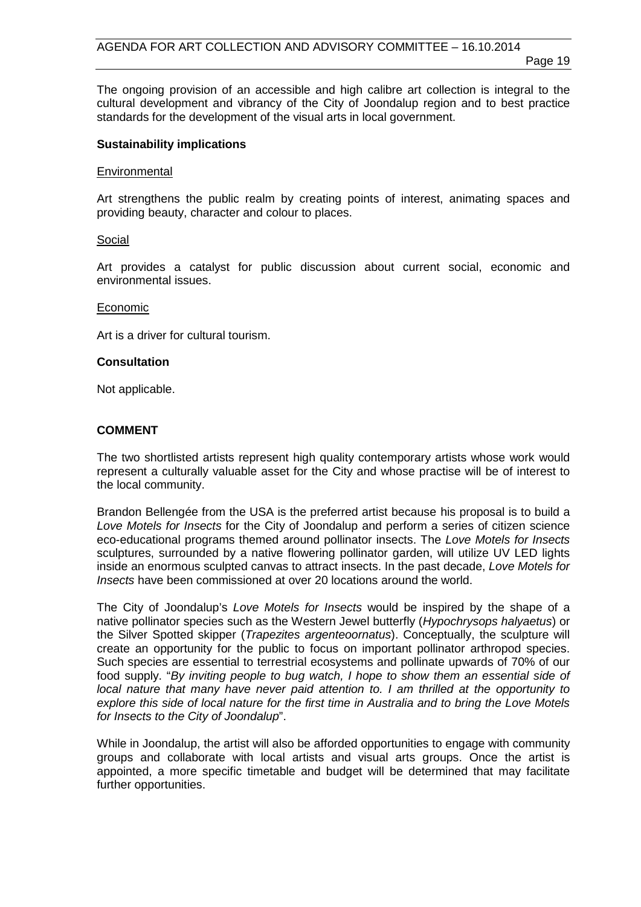The ongoing provision of an accessible and high calibre art collection is integral to the cultural development and vibrancy of the City of Joondalup region and to best practice standards for the development of the visual arts in local government.

**Sustainability implications**

Environmental

Art strengthens the public realm by creating points of interest, animating spaces and providing beauty, character and colour to places.

Social

Art provides a catalyst for public discussion about current social, economic and environmental issues.

Economic

Art is a driver for cultural tourism.

**Consultation**

Not applicable.

**COMMENT**

The two shortlisted artists represent high quality contemporary artists whose work would represent a culturally valuable asset for the City and whose practise will be of interest to the local community.

Brandon Bellengée from the USA is the preferred artist because his proposal is to build a *Love Motels for Insects* for the City of Joondalup and perform a series of citizen science eco-educational programs themed around pollinator insects. The *Love Motels for Insects* sculptures, surrounded by a native flowering pollinator garden, will utilize UV LED lights inside an enormous sculpted canvas to attract insects. In the past decade, *Love Motels for Insects* have been commissioned at over 20 locations around the world.

The City of Joondalup's *Love Motels for Insects* would be inspired by the shape of a native pollinator species such as the Western Jewel butterfly (*Hypochrysops halyaetus*) or the Silver Spotted skipper (*Trapezites argenteoornatus*). Conceptually, the sculpture will create an opportunity for the public to focus on important pollinator arthropod species. Such species are essential to terrestrial ecosystems and pollinate upwards of 70% of our food supply. "*By inviting people to bug watch, I hope to show them an essential side of local nature that many have never paid attention to. I am thrilled at the opportunity to explore this side of local nature for the first time in Australia and to bring the Love Motels for Insects to the City of Joondalup*".

While in Joondalup, the artist will also be afforded opportunities to engage with community groups and collaborate with local artists and visual arts groups. Once the artist is appointed, a more specific timetable and budget will be determined that may facilitate further opportunities.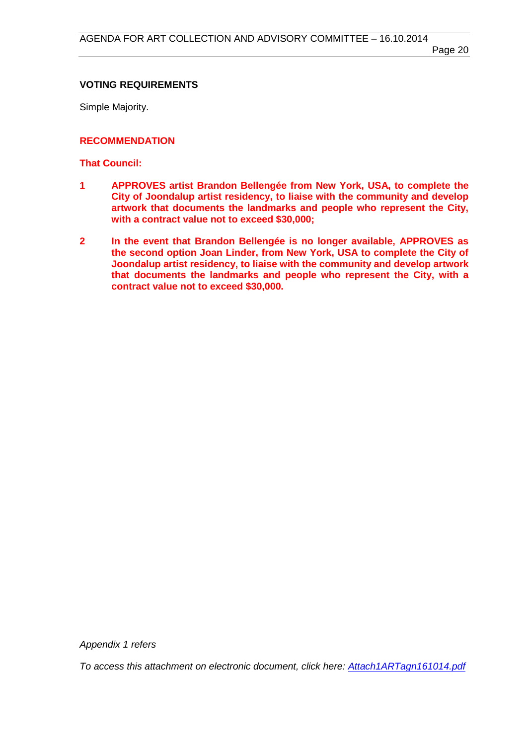**VOTING REQUIREMENTS**

Simple Majority.

**RECOMMENDATION**

**That Council:**

**1** **APPROVES artist Brandon Bellengée from New York, USA, to complete the City of Joondalup artist residency, to liaise with the community and develop artwork that documents the landmarks and people who represent the City, with a contract value not to exceed $30,000;**

**2** **In the event that Brandon Bellengée is no longer available, APPROVES as the second option Joan Linder, from New York, USA to complete the City of Joondalup artist residency, to liaise with the community and develop artwork that documents the landmarks and people who represent the City, with a contract value not to exceed $30,000.**

*Appendix 1 refers*

*To access this attachment on electronic document, click here: [Attach1ARTagn161014.pdf](Attach1ARTagn161014.pdf)*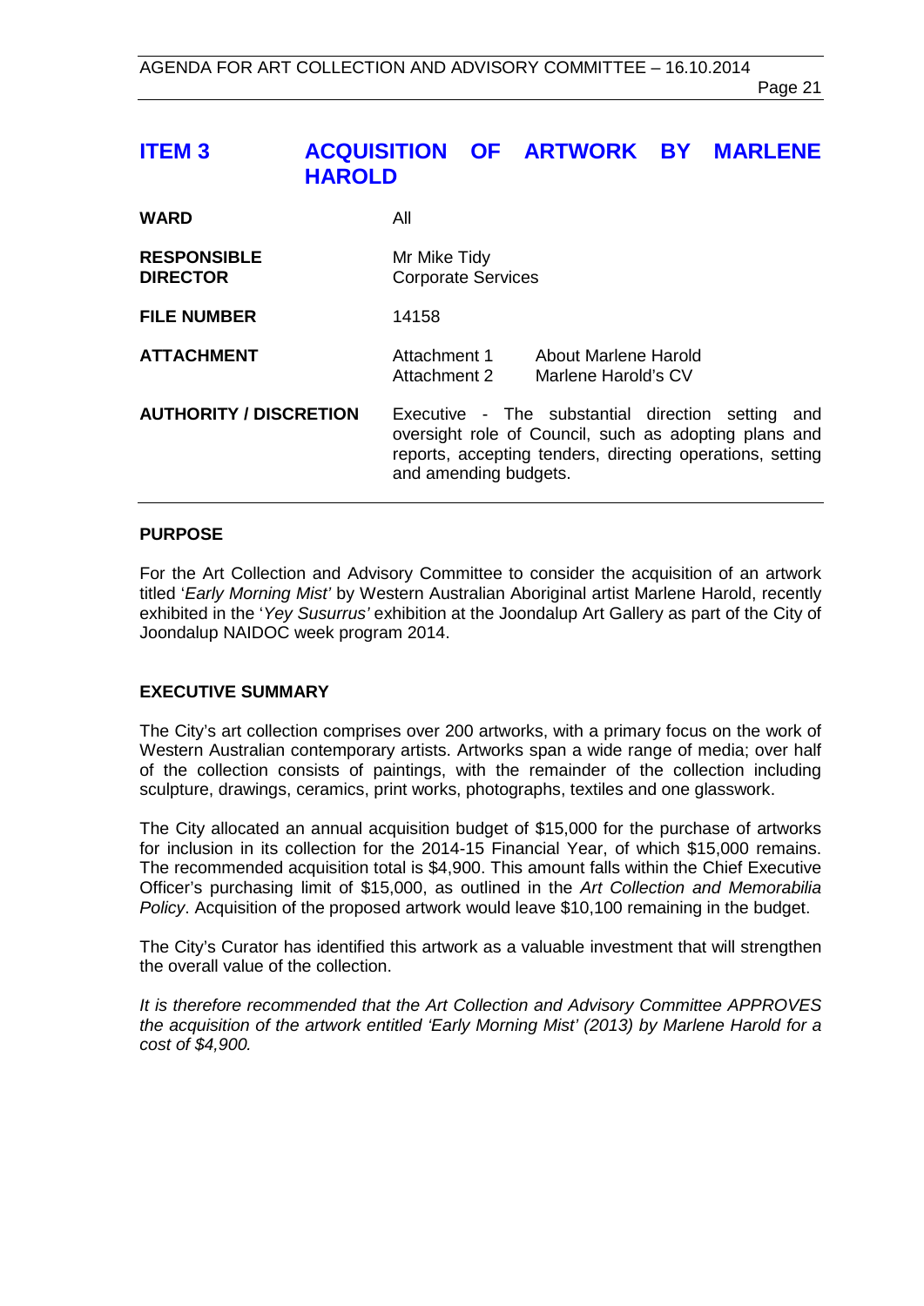# ITEM 3 ACQUISITION OF ARTWORK BY MARLENE HAROLD

| | |
|---|---|
| **WARD** | All |
| **RESPONSIBLE DIRECTOR** | Mr Mike Tidy<br>Corporate Services |
| **FILE NUMBER** | 14158 |
| **ATTACHMENT** | Attachment 1 About Marlene Harold<br>Attachment 2 Marlene Harold's CV |
| **AUTHORITY / DISCRETION** | Executive - The substantial direction setting and oversight role of Council, such as adopting plans and reports, accepting tenders, directing operations, setting and amending budgets. |

## PURPOSE

For the Art Collection and Advisory Committee to consider the acquisition of an artwork titled '*Early Morning Mist'* by Western Australian Aboriginal artist Marlene Harold, recently exhibited in the '*Yey Susurrus'* exhibition at the Joondalup Art Gallery as part of the City of Joondalup NAIDOC week program 2014.

## EXECUTIVE SUMMARY

The City's art collection comprises over 200 artworks, with a primary focus on the work of Western Australian contemporary artists. Artworks span a wide range of media; over half of the collection consists of paintings, with the remainder of the collection including sculpture, drawings, ceramics, print works, photographs, textiles and one glasswork.

The City allocated an annual acquisition budget of $15,000 for the purchase of artworks for inclusion in its collection for the 2014-15 Financial Year, of which $15,000 remains. The recommended acquisition total is $4,900. This amount falls within the Chief Executive Officer's purchasing limit of $15,000, as outlined in the *Art Collection and Memorabilia Policy*. Acquisition of the proposed artwork would leave $10,100 remaining in the budget.

The City's Curator has identified this artwork as a valuable investment that will strengthen the overall value of the collection.

*It is therefore recommended that the Art Collection and Advisory Committee APPROVES the acquisition of the artwork entitled 'Early Morning Mist' (2013) by Marlene Harold for a cost of $4,900.*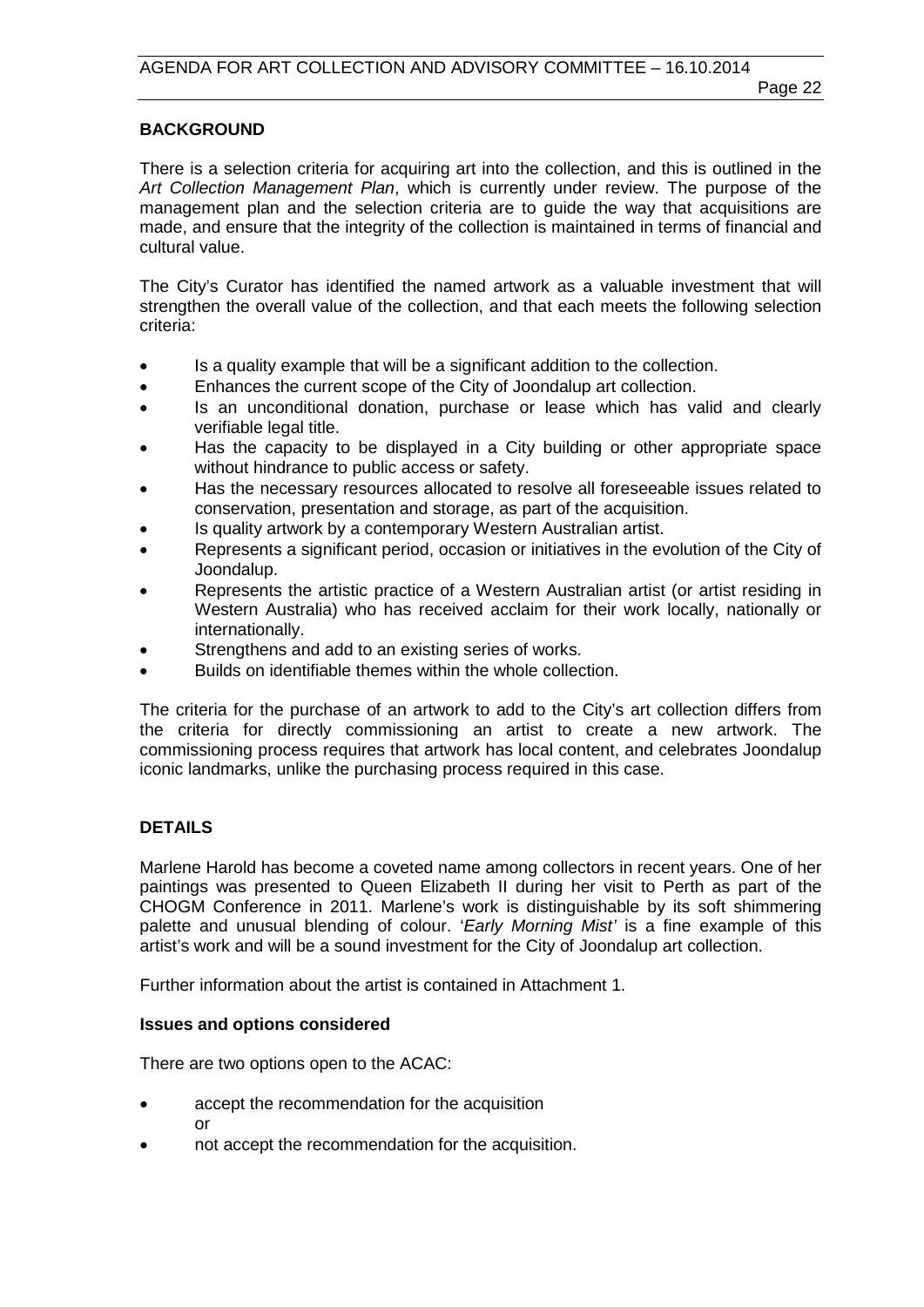## BACKGROUND

There is a selection criteria for acquiring art into the collection, and this is outlined in the *Art Collection Management Plan*, which is currently under review. The purpose of the management plan and the selection criteria are to guide the way that acquisitions are made, and ensure that the integrity of the collection is maintained in terms of financial and cultural value.

The City's Curator has identified the named artwork as a valuable investment that will strengthen the overall value of the collection, and that each meets the following selection criteria:

- Is a quality example that will be a significant addition to the collection.
- Enhances the current scope of the City of Joondalup art collection.
- Is an unconditional donation, purchase or lease which has valid and clearly verifiable legal title.
- Has the capacity to be displayed in a City building or other appropriate space without hindrance to public access or safety.
- Has the necessary resources allocated to resolve all foreseeable issues related to conservation, presentation and storage, as part of the acquisition.
- Is quality artwork by a contemporary Western Australian artist.
- Represents a significant period, occasion or initiatives in the evolution of the City of Joondalup.
- Represents the artistic practice of a Western Australian artist (or artist residing in Western Australia) who has received acclaim for their work locally, nationally or internationally.
- Strengthens and add to an existing series of works.
- Builds on identifiable themes within the whole collection.

The criteria for the purchase of an artwork to add to the City's art collection differs from the criteria for directly commissioning an artist to create a new artwork. The commissioning process requires that artwork has local content, and celebrates Joondalup iconic landmarks, unlike the purchasing process required in this case.

## DETAILS

Marlene Harold has become a coveted name among collectors in recent years. One of her paintings was presented to Queen Elizabeth II during her visit to Perth as part of the CHOGM Conference in 2011. Marlene's work is distinguishable by its soft shimmering palette and unusual blending of colour. '*Early Morning Mist'* is a fine example of this artist's work and will be a sound investment for the City of Joondalup art collection.

Further information about the artist is contained in Attachment 1.

### Issues and options considered

There are two options open to the ACAC:

- accept the recommendation for the acquisition
  or
- not accept the recommendation for the acquisition.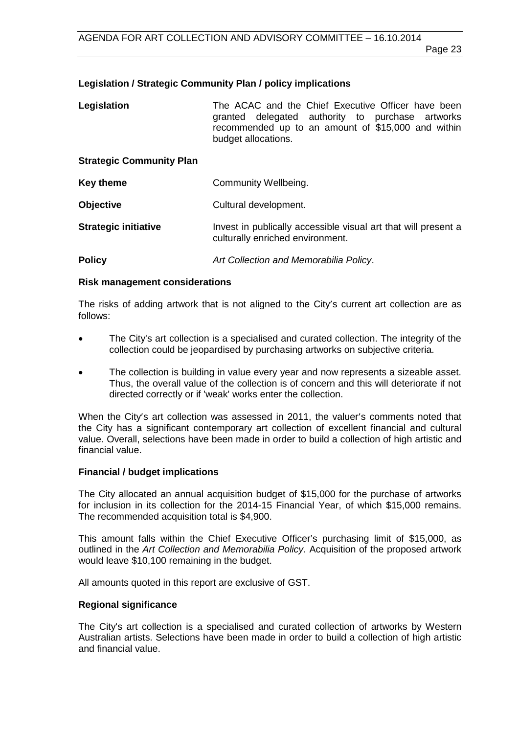## Legislation / Strategic Community Plan / policy implications

| | |
|---|---|
| **Legislation** | The ACAC and the Chief Executive Officer have been granted delegated authority to purchase artworks recommended up to an amount of $15,000 and within budget allocations. |

**Strategic Community Plan**

| | |
|---|---|
| **Key theme** | Community Wellbeing. |
| **Objective** | Cultural development. |
| **Strategic initiative** | Invest in publically accessible visual art that will present a culturally enriched environment. |
| **Policy** | *Art Collection and Memorabilia Policy*. |

## Risk management considerations

The risks of adding artwork that is not aligned to the City's current art collection are as follows:

- The City's art collection is a specialised and curated collection. The integrity of the collection could be jeopardised by purchasing artworks on subjective criteria.
- The collection is building in value every year and now represents a sizeable asset. Thus, the overall value of the collection is of concern and this will deteriorate if not directed correctly or if 'weak' works enter the collection.

When the City's art collection was assessed in 2011, the valuer's comments noted that the City has a significant contemporary art collection of excellent financial and cultural value. Overall, selections have been made in order to build a collection of high artistic and financial value.

## Financial / budget implications

The City allocated an annual acquisition budget of $15,000 for the purchase of artworks for inclusion in its collection for the 2014-15 Financial Year, of which $15,000 remains. The recommended acquisition total is $4,900.

This amount falls within the Chief Executive Officer's purchasing limit of $15,000, as outlined in the *Art Collection and Memorabilia Policy*. Acquisition of the proposed artwork would leave $10,100 remaining in the budget.

All amounts quoted in this report are exclusive of GST.

## Regional significance

The City's art collection is a specialised and curated collection of artworks by Western Australian artists. Selections have been made in order to build a collection of high artistic and financial value.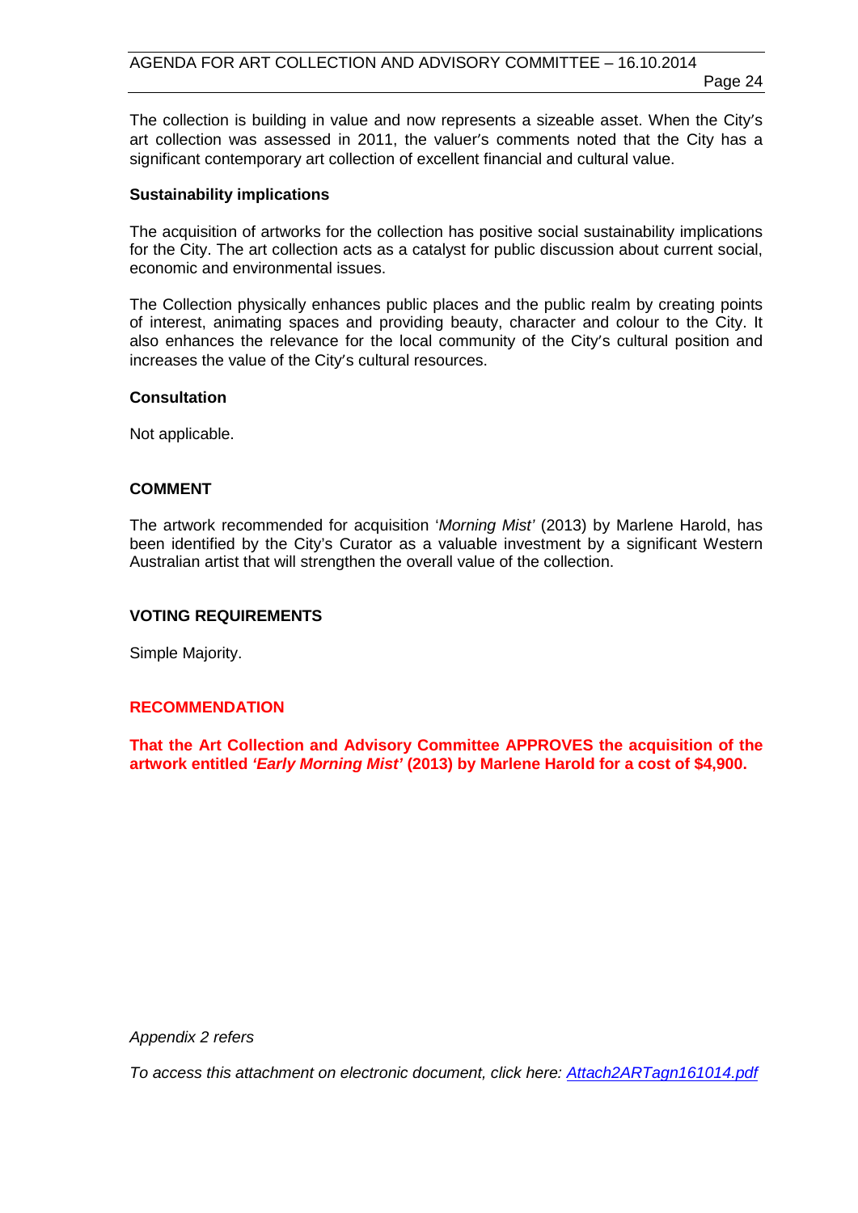The collection is building in value and now represents a sizeable asset. When the City's art collection was assessed in 2011, the valuer's comments noted that the City has a significant contemporary art collection of excellent financial and cultural value.

**Sustainability implications**

The acquisition of artworks for the collection has positive social sustainability implications for the City. The art collection acts as a catalyst for public discussion about current social, economic and environmental issues.

The Collection physically enhances public places and the public realm by creating points of interest, animating spaces and providing beauty, character and colour to the City. It also enhances the relevance for the local community of the City's cultural position and increases the value of the City's cultural resources.

**Consultation**

Not applicable.

## COMMENT

The artwork recommended for acquisition '*Morning Mist'* (2013) by Marlene Harold, has been identified by the City's Curator as a valuable investment by a significant Western Australian artist that will strengthen the overall value of the collection.

## VOTING REQUIREMENTS

Simple Majority.

## RECOMMENDATION

**That the Art Collection and Advisory Committee APPROVES the acquisition of the artwork entitled *'Early Morning Mist'* (2013) by Marlene Harold for a cost of $4,900.**

*Appendix 2 refers*

*To access this attachment on electronic document, click here: Attach2ARTagn161014.pdf*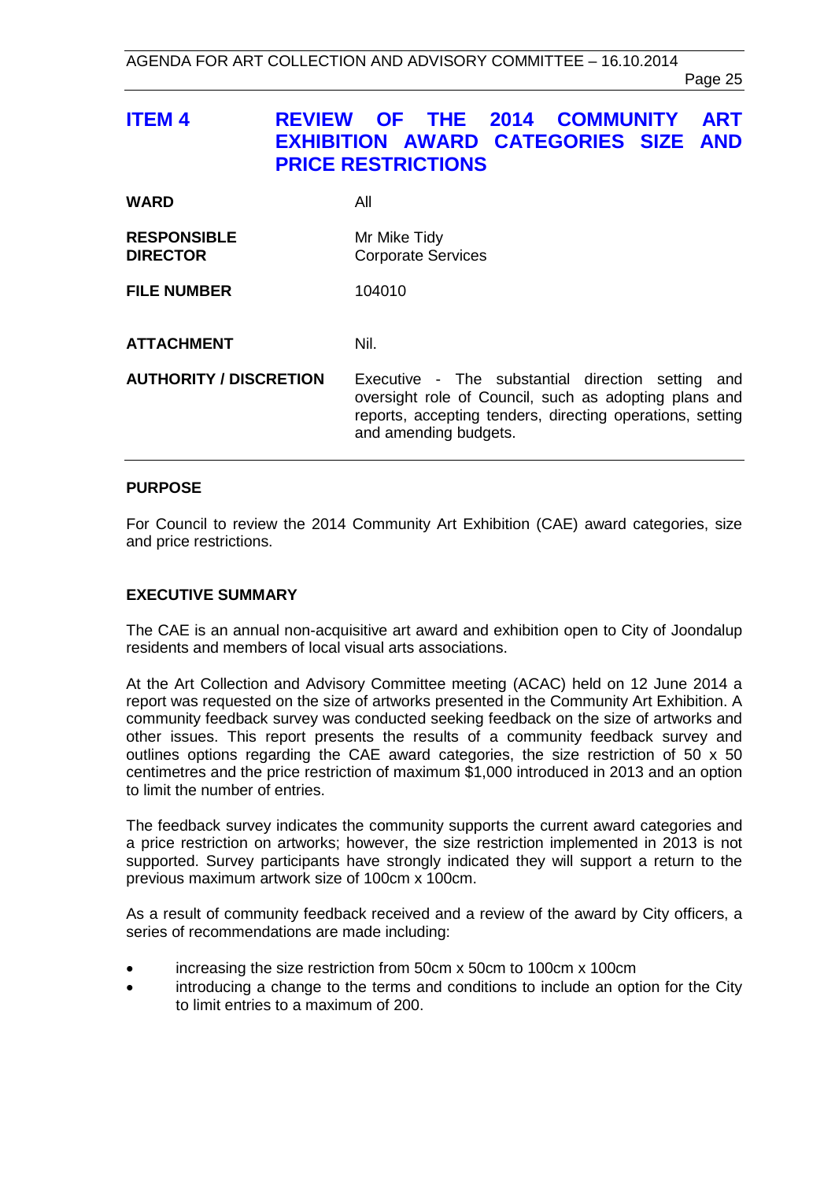## ITEM 4 REVIEW OF THE 2014 COMMUNITY ART EXHIBITION AWARD CATEGORIES SIZE AND PRICE RESTRICTIONS

| | |
|---|---|
| **WARD** | All |
| **RESPONSIBLE DIRECTOR** | Mr Mike Tidy<br>Corporate Services |
| **FILE NUMBER** | 104010 |
| **ATTACHMENT** | Nil. |
| **AUTHORITY / DISCRETION** | Executive - The substantial direction setting and oversight role of Council, such as adopting plans and reports, accepting tenders, directing operations, setting and amending budgets. |

### PURPOSE

For Council to review the 2014 Community Art Exhibition (CAE) award categories, size and price restrictions.

### EXECUTIVE SUMMARY

The CAE is an annual non-acquisitive art award and exhibition open to City of Joondalup residents and members of local visual arts associations.

At the Art Collection and Advisory Committee meeting (ACAC) held on 12 June 2014 a report was requested on the size of artworks presented in the Community Art Exhibition. A community feedback survey was conducted seeking feedback on the size of artworks and other issues. This report presents the results of a community feedback survey and outlines options regarding the CAE award categories, the size restriction of 50 x 50 centimetres and the price restriction of maximum $1,000 introduced in 2013 and an option to limit the number of entries.

The feedback survey indicates the community supports the current award categories and a price restriction on artworks; however, the size restriction implemented in 2013 is not supported. Survey participants have strongly indicated they will support a return to the previous maximum artwork size of 100cm x 100cm.

As a result of community feedback received and a review of the award by City officers, a series of recommendations are made including:

- increasing the size restriction from 50cm x 50cm to 100cm x 100cm
- introducing a change to the terms and conditions to include an option for the City to limit entries to a maximum of 200.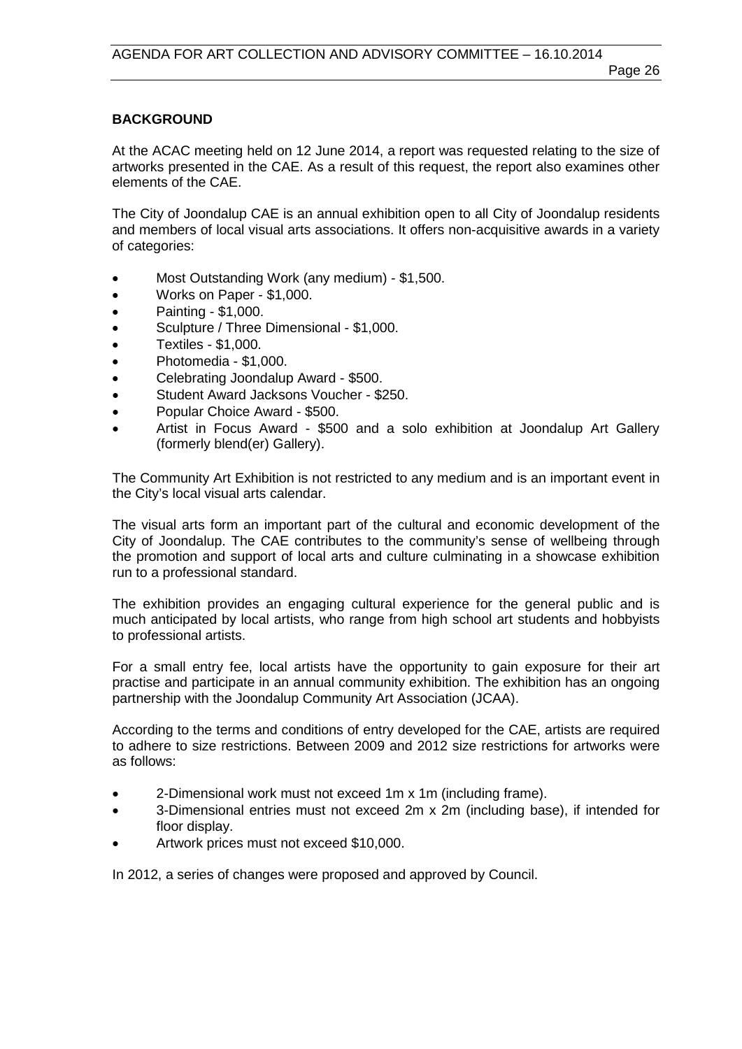**BACKGROUND**

At the ACAC meeting held on 12 June 2014, a report was requested relating to the size of artworks presented in the CAE. As a result of this request, the report also examines other elements of the CAE.

The City of Joondalup CAE is an annual exhibition open to all City of Joondalup residents and members of local visual arts associations. It offers non-acquisitive awards in a variety of categories:

- Most Outstanding Work (any medium) - $1,500.
- Works on Paper - $1,000.
- Painting - $1,000.
- Sculpture / Three Dimensional - $1,000.
- Textiles - $1,000.
- Photomedia - $1,000.
- Celebrating Joondalup Award - $500.
- Student Award Jacksons Voucher - $250.
- Popular Choice Award - $500.
- Artist in Focus Award - $500 and a solo exhibition at Joondalup Art Gallery (formerly blend(er) Gallery).

The Community Art Exhibition is not restricted to any medium and is an important event in the City's local visual arts calendar.

The visual arts form an important part of the cultural and economic development of the City of Joondalup. The CAE contributes to the community's sense of wellbeing through the promotion and support of local arts and culture culminating in a showcase exhibition run to a professional standard.

The exhibition provides an engaging cultural experience for the general public and is much anticipated by local artists, who range from high school art students and hobbyists to professional artists.

For a small entry fee, local artists have the opportunity to gain exposure for their art practise and participate in an annual community exhibition. The exhibition has an ongoing partnership with the Joondalup Community Art Association (JCAA).

According to the terms and conditions of entry developed for the CAE, artists are required to adhere to size restrictions. Between 2009 and 2012 size restrictions for artworks were as follows:

- 2-Dimensional work must not exceed 1m x 1m (including frame).
- 3-Dimensional entries must not exceed 2m x 2m (including base), if intended for floor display.
- Artwork prices must not exceed $10,000.

In 2012, a series of changes were proposed and approved by Council.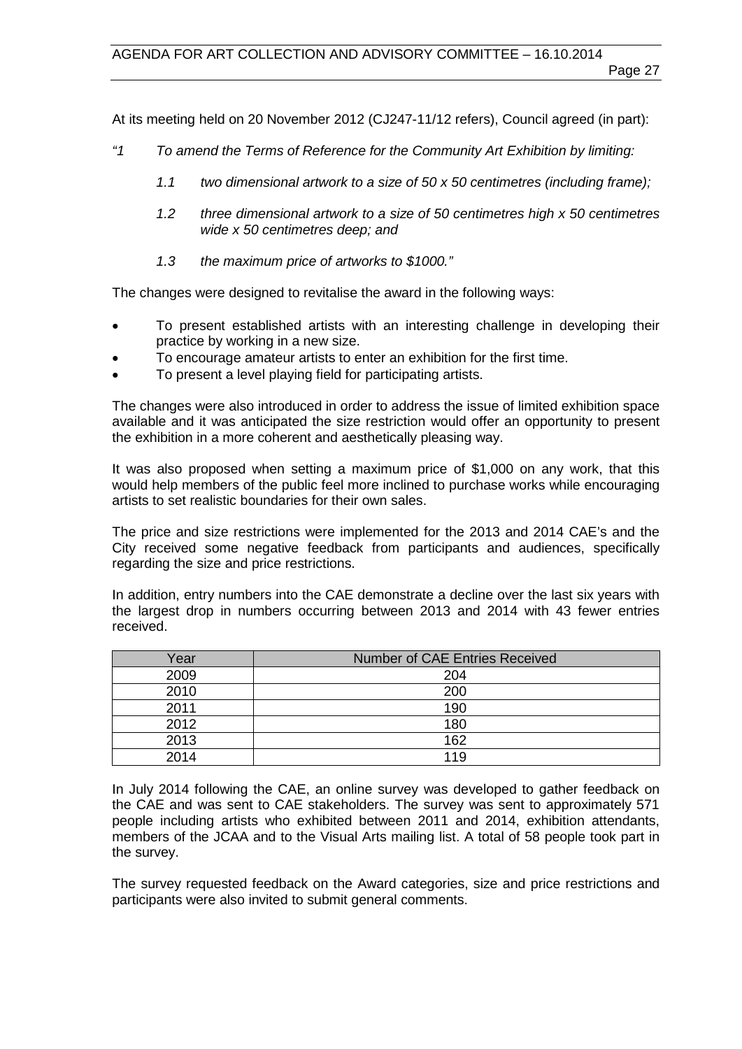At its meeting held on 20 November 2012 (CJ247-11/12 refers), Council agreed (in part):

*"1 To amend the Terms of Reference for the Community Art Exhibition by limiting:*

> *1.1 two dimensional artwork to a size of 50 x 50 centimetres (including frame);*
>
> *1.2 three dimensional artwork to a size of 50 centimetres high x 50 centimetres wide x 50 centimetres deep; and*
>
> *1.3 the maximum price of artworks to $1000."*

The changes were designed to revitalise the award in the following ways:

- To present established artists with an interesting challenge in developing their practice by working in a new size.
- To encourage amateur artists to enter an exhibition for the first time.
- To present a level playing field for participating artists.

The changes were also introduced in order to address the issue of limited exhibition space available and it was anticipated the size restriction would offer an opportunity to present the exhibition in a more coherent and aesthetically pleasing way.

It was also proposed when setting a maximum price of $1,000 on any work, that this would help members of the public feel more inclined to purchase works while encouraging artists to set realistic boundaries for their own sales.

The price and size restrictions were implemented for the 2013 and 2014 CAE's and the City received some negative feedback from participants and audiences, specifically regarding the size and price restrictions.

In addition, entry numbers into the CAE demonstrate a decline over the last six years with the largest drop in numbers occurring between 2013 and 2014 with 43 fewer entries received.

| Year | Number of CAE Entries Received |
|---|---|
| 2009 | 204 |
| 2010 | 200 |
| 2011 | 190 |
| 2012 | 180 |
| 2013 | 162 |
| 2014 | 119 |

In July 2014 following the CAE, an online survey was developed to gather feedback on the CAE and was sent to CAE stakeholders. The survey was sent to approximately 571 people including artists who exhibited between 2011 and 2014, exhibition attendants, members of the JCAA and to the Visual Arts mailing list. A total of 58 people took part in the survey.

The survey requested feedback on the Award categories, size and price restrictions and participants were also invited to submit general comments.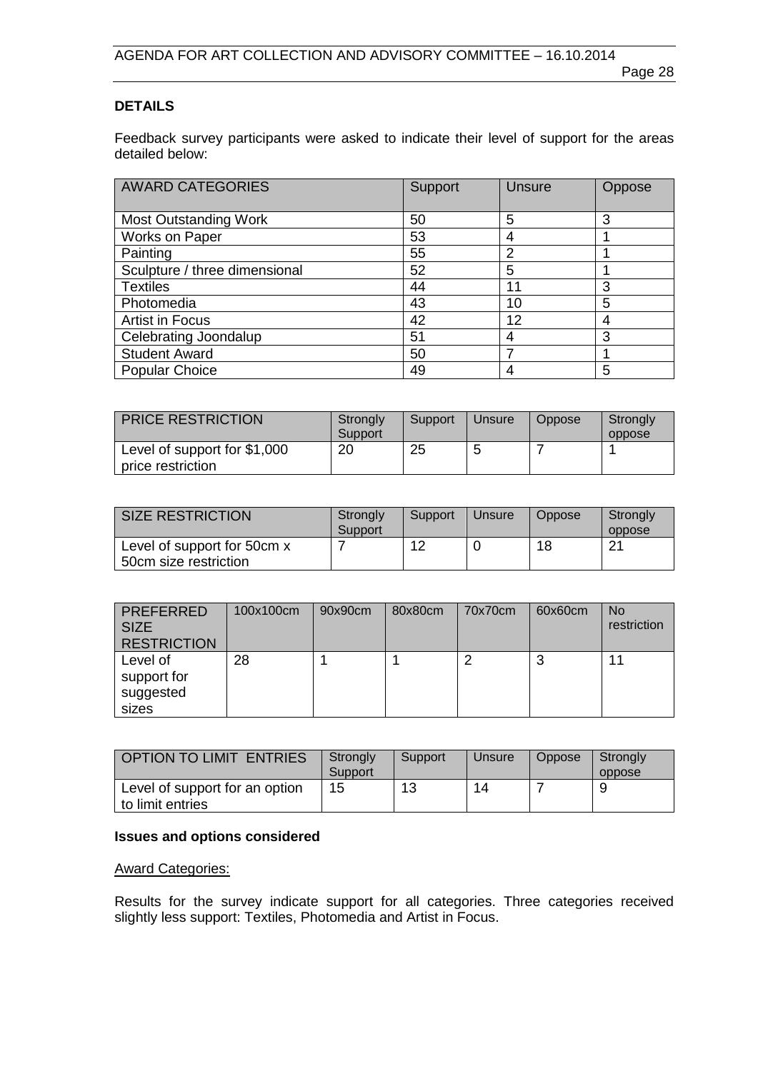**DETAILS**

Feedback survey participants were asked to indicate their level of support for the areas detailed below:

| AWARD CATEGORIES | Support | Unsure | Oppose |
|---|---|---|---|
| Most Outstanding Work | 50 | 5 | 3 |
| Works on Paper | 53 | 4 | 1 |
| Painting | 55 | 2 | 1 |
| Sculpture / three dimensional | 52 | 5 | 1 |
| Textiles | 44 | 11 | 3 |
| Photomedia | 43 | 10 | 5 |
| Artist in Focus | 42 | 12 | 4 |
| Celebrating Joondalup | 51 | 4 | 3 |
| Student Award | 50 | 7 | 1 |
| Popular Choice | 49 | 4 | 5 |

| PRICE RESTRICTION | Strongly Support | Support | Unsure | Oppose | Strongly oppose |
|---|---|---|---|---|---|
| Level of support for $1,000 price restriction | 20 | 25 | 5 | 7 | 1 |

| SIZE RESTRICTION | Strongly Support | Support | Unsure | Oppose | Strongly oppose |
|---|---|---|---|---|---|
| Level of support for 50cm x 50cm size restriction | 7 | 12 | 0 | 18 | 21 |

| PREFERRED SIZE RESTRICTION | 100x100cm | 90x90cm | 80x80cm | 70x70cm | 60x60cm | No restriction |
|---|---|---|---|---|---|---|
| Level of support for suggested sizes | 28 | 1 | 1 | 2 | 3 | 11 |

| OPTION TO LIMIT ENTRIES | Strongly Support | Support | Unsure | Oppose | Strongly oppose |
|---|---|---|---|---|---|
| Level of support for an option to limit entries | 15 | 13 | 14 | 7 | 9 |

**Issues and options considered**

Award Categories:

Results for the survey indicate support for all categories. Three categories received slightly less support: Textiles, Photomedia and Artist in Focus.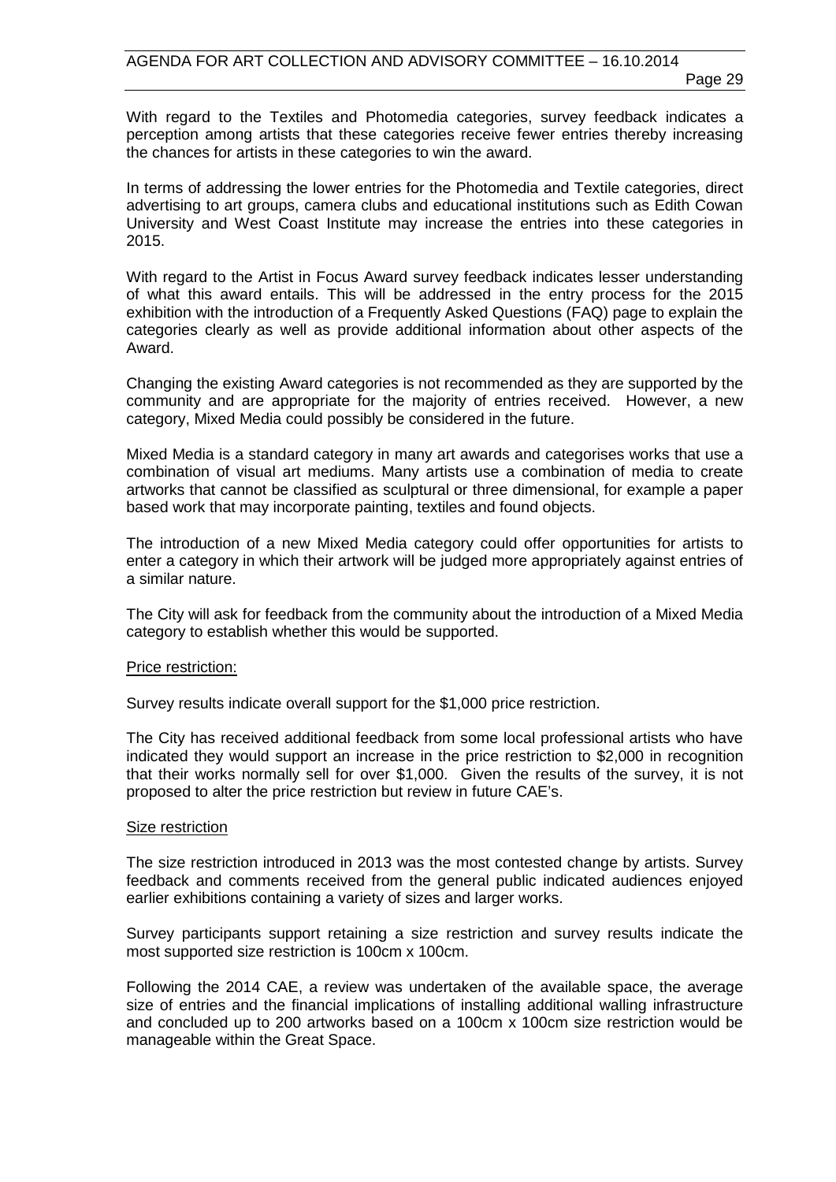With regard to the Textiles and Photomedia categories, survey feedback indicates a perception among artists that these categories receive fewer entries thereby increasing the chances for artists in these categories to win the award.

In terms of addressing the lower entries for the Photomedia and Textile categories, direct advertising to art groups, camera clubs and educational institutions such as Edith Cowan University and West Coast Institute may increase the entries into these categories in 2015.

With regard to the Artist in Focus Award survey feedback indicates lesser understanding of what this award entails. This will be addressed in the entry process for the 2015 exhibition with the introduction of a Frequently Asked Questions (FAQ) page to explain the categories clearly as well as provide additional information about other aspects of the Award.

Changing the existing Award categories is not recommended as they are supported by the community and are appropriate for the majority of entries received. However, a new category, Mixed Media could possibly be considered in the future.

Mixed Media is a standard category in many art awards and categorises works that use a combination of visual art mediums. Many artists use a combination of media to create artworks that cannot be classified as sculptural or three dimensional, for example a paper based work that may incorporate painting, textiles and found objects.

The introduction of a new Mixed Media category could offer opportunities for artists to enter a category in which their artwork will be judged more appropriately against entries of a similar nature.

The City will ask for feedback from the community about the introduction of a Mixed Media category to establish whether this would be supported.

Price restriction:

Survey results indicate overall support for the $1,000 price restriction.

The City has received additional feedback from some local professional artists who have indicated they would support an increase in the price restriction to $2,000 in recognition that their works normally sell for over $1,000. Given the results of the survey, it is not proposed to alter the price restriction but review in future CAE's.

Size restriction

The size restriction introduced in 2013 was the most contested change by artists. Survey feedback and comments received from the general public indicated audiences enjoyed earlier exhibitions containing a variety of sizes and larger works.

Survey participants support retaining a size restriction and survey results indicate the most supported size restriction is 100cm x 100cm.

Following the 2014 CAE, a review was undertaken of the available space, the average size of entries and the financial implications of installing additional walling infrastructure and concluded up to 200 artworks based on a 100cm x 100cm size restriction would be manageable within the Great Space.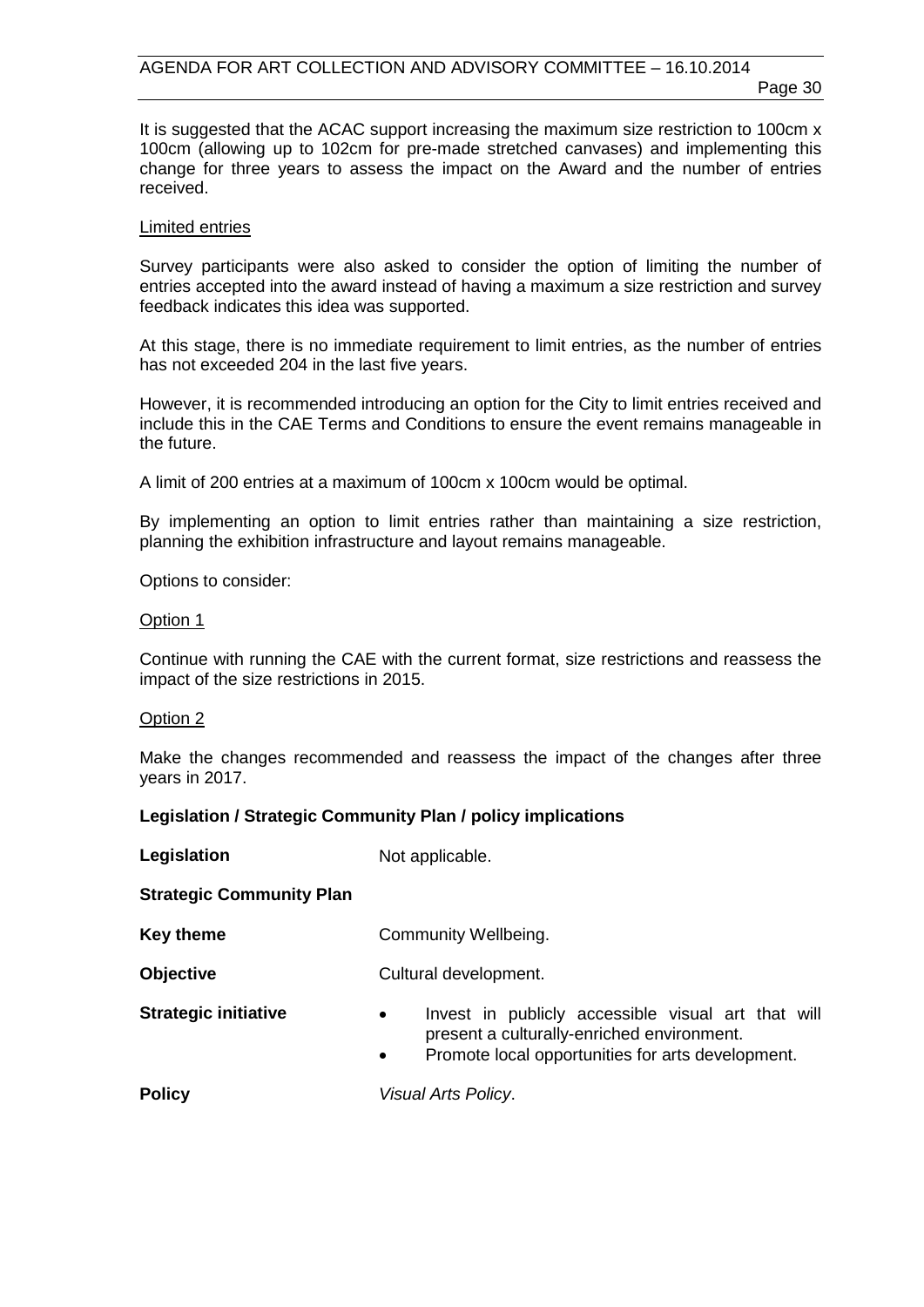It is suggested that the ACAC support increasing the maximum size restriction to 100cm x 100cm (allowing up to 102cm for pre-made stretched canvases) and implementing this change for three years to assess the impact on the Award and the number of entries received.

<u>Limited entries</u>

Survey participants were also asked to consider the option of limiting the number of entries accepted into the award instead of having a maximum a size restriction and survey feedback indicates this idea was supported.

At this stage, there is no immediate requirement to limit entries, as the number of entries has not exceeded 204 in the last five years.

However, it is recommended introducing an option for the City to limit entries received and include this in the CAE Terms and Conditions to ensure the event remains manageable in the future.

A limit of 200 entries at a maximum of 100cm x 100cm would be optimal.

By implementing an option to limit entries rather than maintaining a size restriction, planning the exhibition infrastructure and layout remains manageable.

Options to consider:

<u>Option 1</u>

Continue with running the CAE with the current format, size restrictions and reassess the impact of the size restrictions in 2015.

<u>Option 2</u>

Make the changes recommended and reassess the impact of the changes after three years in 2017.

**Legislation / Strategic Community Plan / policy implications**

| | |
|---|---|
| **Legislation** | Not applicable. |
| **Strategic Community Plan** | |
| **Key theme** | Community Wellbeing. |
| **Objective** | Cultural development. |
| **Strategic initiative** | • Invest in publicly accessible visual art that will present a culturally-enriched environment.<br>• Promote local opportunities for arts development. |
| **Policy** | *Visual Arts Policy*. |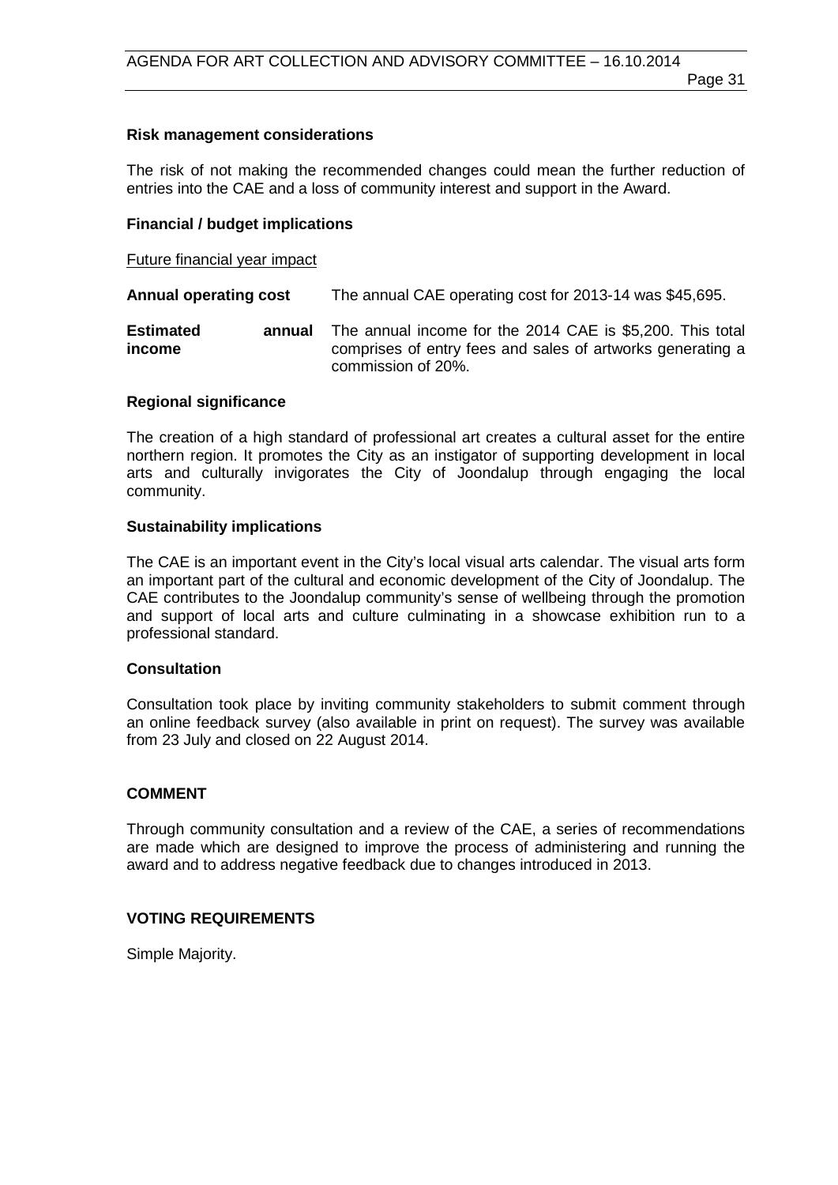**Risk management considerations**

The risk of not making the recommended changes could mean the further reduction of entries into the CAE and a loss of community interest and support in the Award.

**Financial / budget implications**

Future financial year impact

| | |
|---|---|
| **Annual operating cost** | The annual CAE operating cost for 2013-14 was $45,695. |
| **Estimated annual income** | The annual income for the 2014 CAE is $5,200. This total comprises of entry fees and sales of artworks generating a commission of 20%. |

**Regional significance**

The creation of a high standard of professional art creates a cultural asset for the entire northern region. It promotes the City as an instigator of supporting development in local arts and culturally invigorates the City of Joondalup through engaging the local community.

**Sustainability implications**

The CAE is an important event in the City's local visual arts calendar. The visual arts form an important part of the cultural and economic development of the City of Joondalup. The CAE contributes to the Joondalup community's sense of wellbeing through the promotion and support of local arts and culture culminating in a showcase exhibition run to a professional standard.

**Consultation**

Consultation took place by inviting community stakeholders to submit comment through an online feedback survey (also available in print on request). The survey was available from 23 July and closed on 22 August 2014.

**COMMENT**

Through community consultation and a review of the CAE, a series of recommendations are made which are designed to improve the process of administering and running the award and to address negative feedback due to changes introduced in 2013.

**VOTING REQUIREMENTS**

Simple Majority.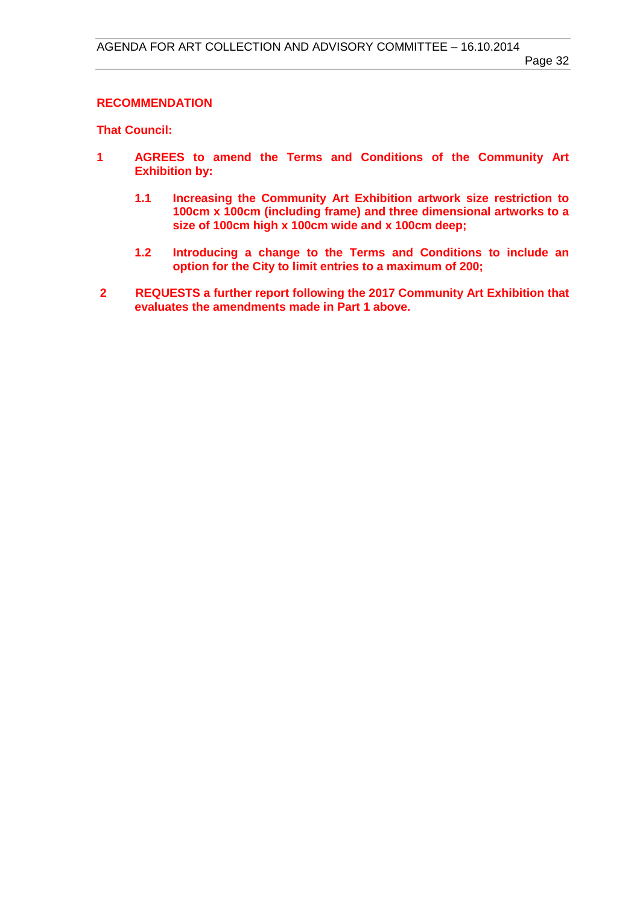**RECOMMENDATION**

**That Council:**

**1 AGREES to amend the Terms and Conditions of the Community Art Exhibition by:**

> **1.1 Increasing the Community Art Exhibition artwork size restriction to 100cm x 100cm (including frame) and three dimensional artworks to a size of 100cm high x 100cm wide and x 100cm deep;**
>
> **1.2 Introducing a change to the Terms and Conditions to include an option for the City to limit entries to a maximum of 200;**

**2 REQUESTS a further report following the 2017 Community Art Exhibition that evaluates the amendments made in Part 1 above.**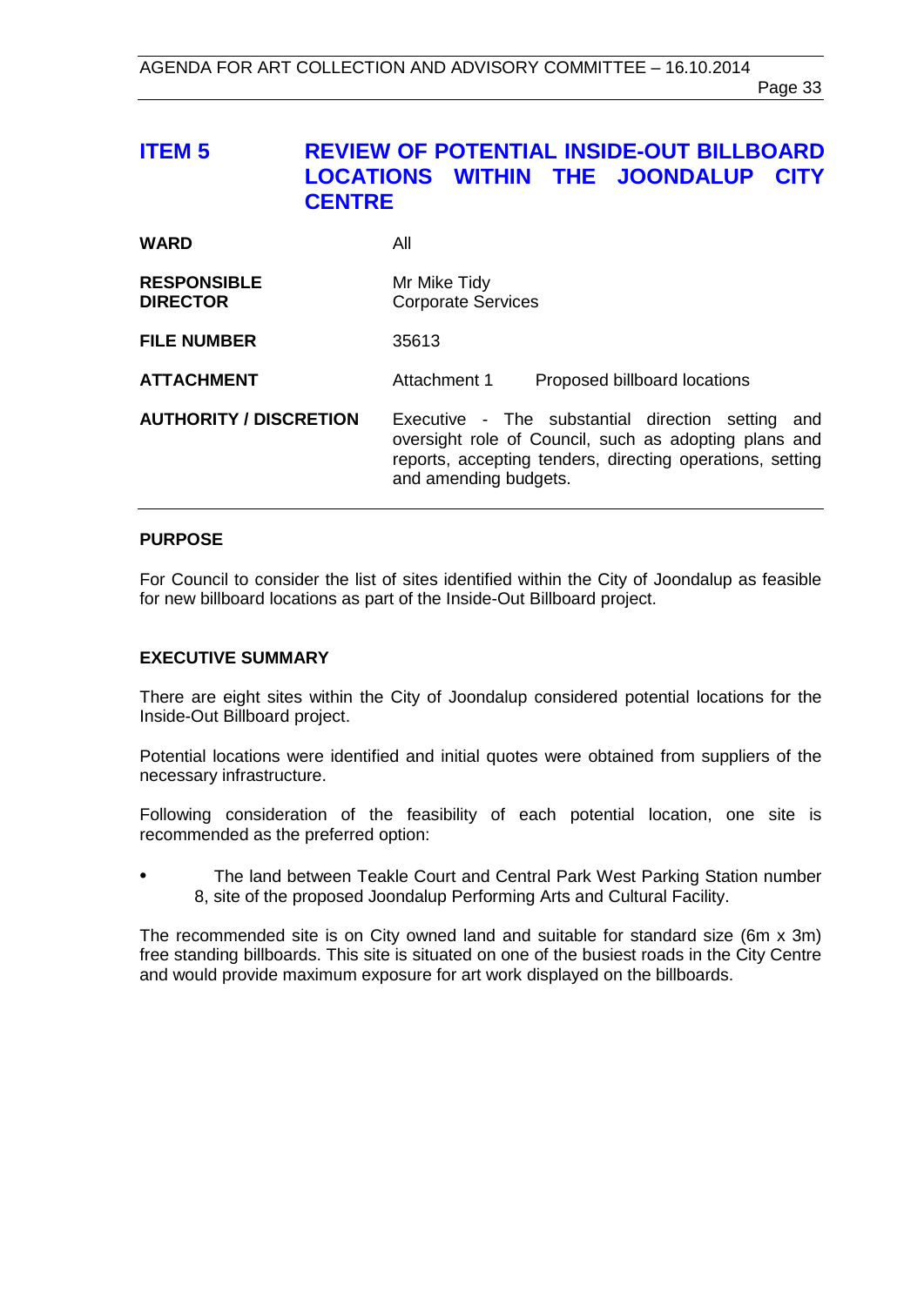# ITEM 5 REVIEW OF POTENTIAL INSIDE-OUT BILLBOARD LOCATIONS WITHIN THE JOONDALUP CITY CENTRE

| | |
|---|---|
| **WARD** | All |
| **RESPONSIBLE DIRECTOR** | Mr Mike Tidy<br>Corporate Services |
| **FILE NUMBER** | 35613 |
| **ATTACHMENT** | Attachment 1 Proposed billboard locations |
| **AUTHORITY / DISCRETION** | Executive - The substantial direction setting and oversight role of Council, such as adopting plans and reports, accepting tenders, directing operations, setting and amending budgets. |

## PURPOSE

For Council to consider the list of sites identified within the City of Joondalup as feasible for new billboard locations as part of the Inside-Out Billboard project.

## EXECUTIVE SUMMARY

There are eight sites within the City of Joondalup considered potential locations for the Inside-Out Billboard project.

Potential locations were identified and initial quotes were obtained from suppliers of the necessary infrastructure.

Following consideration of the feasibility of each potential location, one site is recommended as the preferred option:

- The land between Teakle Court and Central Park West Parking Station number 8, site of the proposed Joondalup Performing Arts and Cultural Facility.

The recommended site is on City owned land and suitable for standard size (6m x 3m) free standing billboards. This site is situated on one of the busiest roads in the City Centre and would provide maximum exposure for art work displayed on the billboards.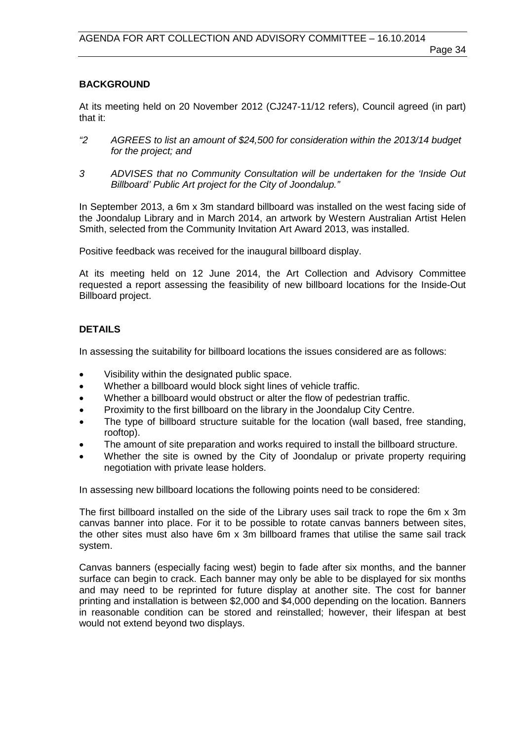## BACKGROUND

At its meeting held on 20 November 2012 (CJ247-11/12 refers), Council agreed (in part) that it:

*"2 AGREES to list an amount of $24,500 for consideration within the 2013/14 budget for the project; and*

*3 ADVISES that no Community Consultation will be undertaken for the 'Inside Out Billboard' Public Art project for the City of Joondalup."*

In September 2013, a 6m x 3m standard billboard was installed on the west facing side of the Joondalup Library and in March 2014, an artwork by Western Australian Artist Helen Smith, selected from the Community Invitation Art Award 2013, was installed.

Positive feedback was received for the inaugural billboard display.

At its meeting held on 12 June 2014, the Art Collection and Advisory Committee requested a report assessing the feasibility of new billboard locations for the Inside-Out Billboard project.

## DETAILS

In assessing the suitability for billboard locations the issues considered are as follows:

- Visibility within the designated public space.
- Whether a billboard would block sight lines of vehicle traffic.
- Whether a billboard would obstruct or alter the flow of pedestrian traffic.
- Proximity to the first billboard on the library in the Joondalup City Centre.
- The type of billboard structure suitable for the location (wall based, free standing, rooftop).
- The amount of site preparation and works required to install the billboard structure.
- Whether the site is owned by the City of Joondalup or private property requiring negotiation with private lease holders.

In assessing new billboard locations the following points need to be considered:

The first billboard installed on the side of the Library uses sail track to rope the 6m x 3m canvas banner into place. For it to be possible to rotate canvas banners between sites, the other sites must also have 6m x 3m billboard frames that utilise the same sail track system.

Canvas banners (especially facing west) begin to fade after six months, and the banner surface can begin to crack. Each banner may only be able to be displayed for six months and may need to be reprinted for future display at another site. The cost for banner printing and installation is between $2,000 and $4,000 depending on the location. Banners in reasonable condition can be stored and reinstalled; however, their lifespan at best would not extend beyond two displays.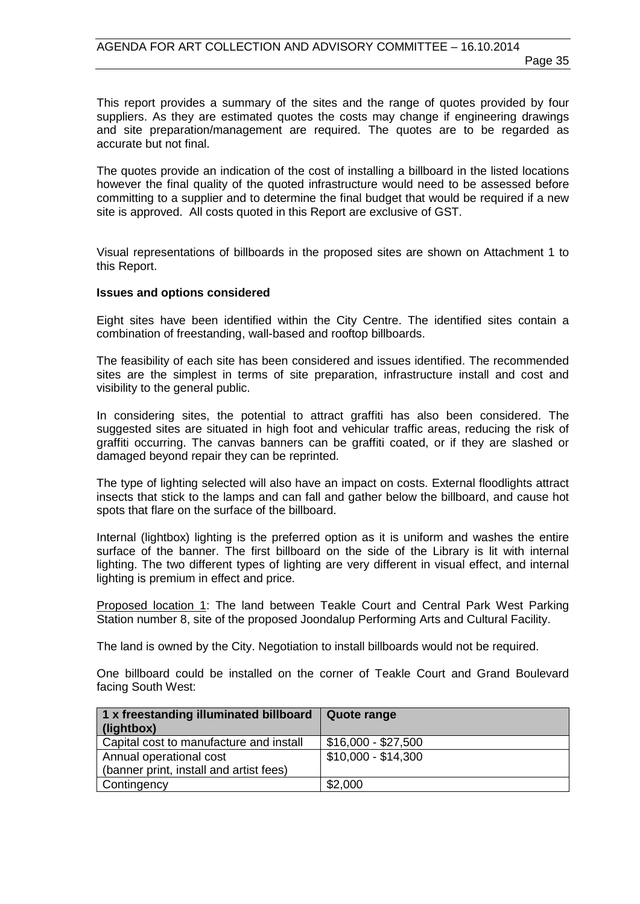This report provides a summary of the sites and the range of quotes provided by four suppliers. As they are estimated quotes the costs may change if engineering drawings and site preparation/management are required. The quotes are to be regarded as accurate but not final.

The quotes provide an indication of the cost of installing a billboard in the listed locations however the final quality of the quoted infrastructure would need to be assessed before committing to a supplier and to determine the final budget that would be required if a new site is approved. All costs quoted in this Report are exclusive of GST.

Visual representations of billboards in the proposed sites are shown on Attachment 1 to this Report.

**Issues and options considered**

Eight sites have been identified within the City Centre. The identified sites contain a combination of freestanding, wall-based and rooftop billboards.

The feasibility of each site has been considered and issues identified. The recommended sites are the simplest in terms of site preparation, infrastructure install and cost and visibility to the general public.

In considering sites, the potential to attract graffiti has also been considered. The suggested sites are situated in high foot and vehicular traffic areas, reducing the risk of graffiti occurring. The canvas banners can be graffiti coated, or if they are slashed or damaged beyond repair they can be reprinted.

The type of lighting selected will also have an impact on costs. External floodlights attract insects that stick to the lamps and can fall and gather below the billboard, and cause hot spots that flare on the surface of the billboard.

Internal (lightbox) lighting is the preferred option as it is uniform and washes the entire surface of the banner. The first billboard on the side of the Library is lit with internal lighting. The two different types of lighting are very different in visual effect, and internal lighting is premium in effect and price.

Proposed location 1: The land between Teakle Court and Central Park West Parking Station number 8, site of the proposed Joondalup Performing Arts and Cultural Facility.

The land is owned by the City. Negotiation to install billboards would not be required.

One billboard could be installed on the corner of Teakle Court and Grand Boulevard facing South West:

| 1 x freestanding illuminated billboard (lightbox) | Quote range |
|---|---|
| Capital cost to manufacture and install | $16,000 - $27,500 |
| Annual operational cost (banner print, install and artist fees) | $10,000 - $14,300 |
| Contingency | $2,000 |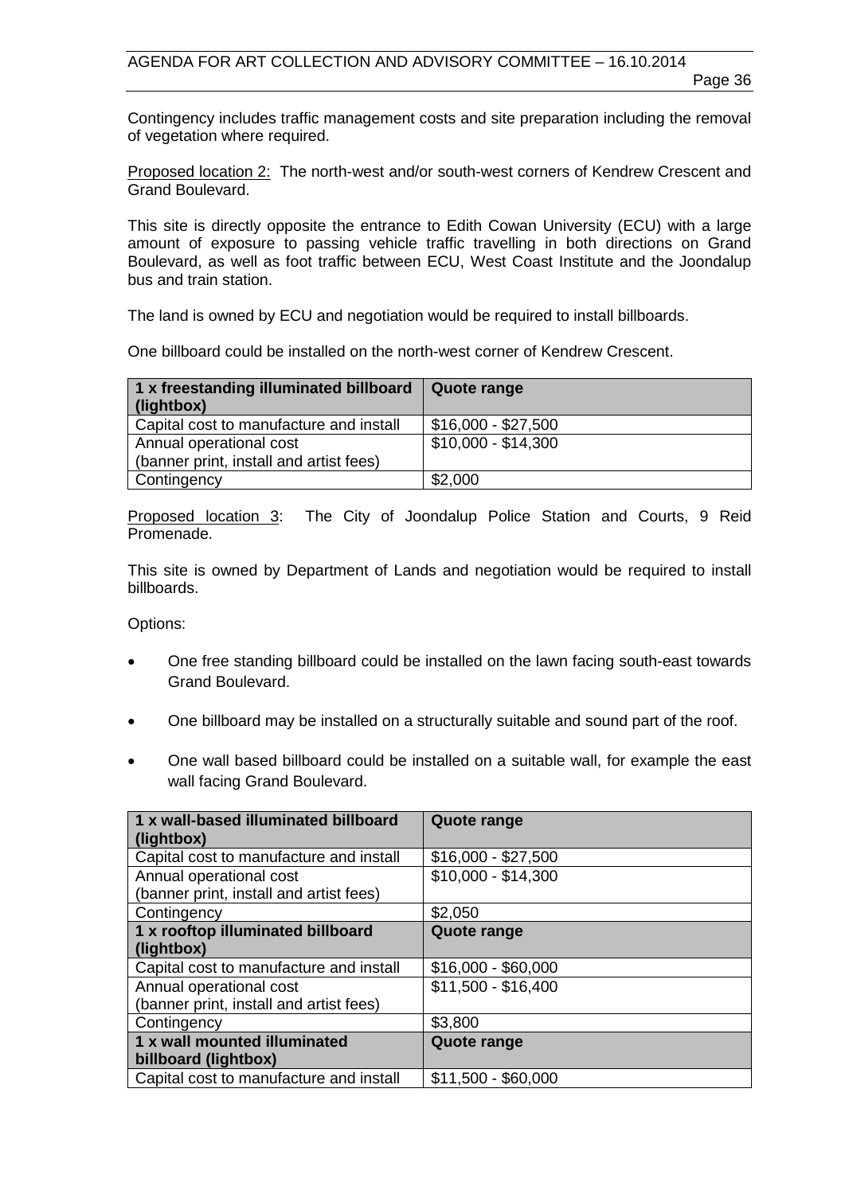Contingency includes traffic management costs and site preparation including the removal of vegetation where required.

Proposed location 2: The north-west and/or south-west corners of Kendrew Crescent and Grand Boulevard.

This site is directly opposite the entrance to Edith Cowan University (ECU) with a large amount of exposure to passing vehicle traffic travelling in both directions on Grand Boulevard, as well as foot traffic between ECU, West Coast Institute and the Joondalup bus and train station.

The land is owned by ECU and negotiation would be required to install billboards.

One billboard could be installed on the north-west corner of Kendrew Crescent.

| 1 x freestanding illuminated billboard (lightbox) | Quote range |
|---|---|
| Capital cost to manufacture and install | $16,000 - $27,500 |
| Annual operational cost (banner print, install and artist fees) | $10,000 - $14,300 |
| Contingency | $2,000 |

Proposed location 3: The City of Joondalup Police Station and Courts, 9 Reid Promenade.

This site is owned by Department of Lands and negotiation would be required to install billboards.

Options:

- One free standing billboard could be installed on the lawn facing south-east towards Grand Boulevard.
- One billboard may be installed on a structurally suitable and sound part of the roof.
- One wall based billboard could be installed on a suitable wall, for example the east wall facing Grand Boulevard.

| 1 x wall-based illuminated billboard (lightbox) | Quote range |
|---|---|
| Capital cost to manufacture and install | $16,000 - $27,500 |
| Annual operational cost (banner print, install and artist fees) | $10,000 - $14,300 |
| Contingency | $2,050 |
| **1 x rooftop illuminated billboard (lightbox)** | **Quote range** |
| Capital cost to manufacture and install | $16,000 - $60,000 |
| Annual operational cost (banner print, install and artist fees) | $11,500 - $16,400 |
| Contingency | $3,800 |
| **1 x wall mounted illuminated billboard (lightbox)** | **Quote range** |
| Capital cost to manufacture and install | $11,500 - $60,000 |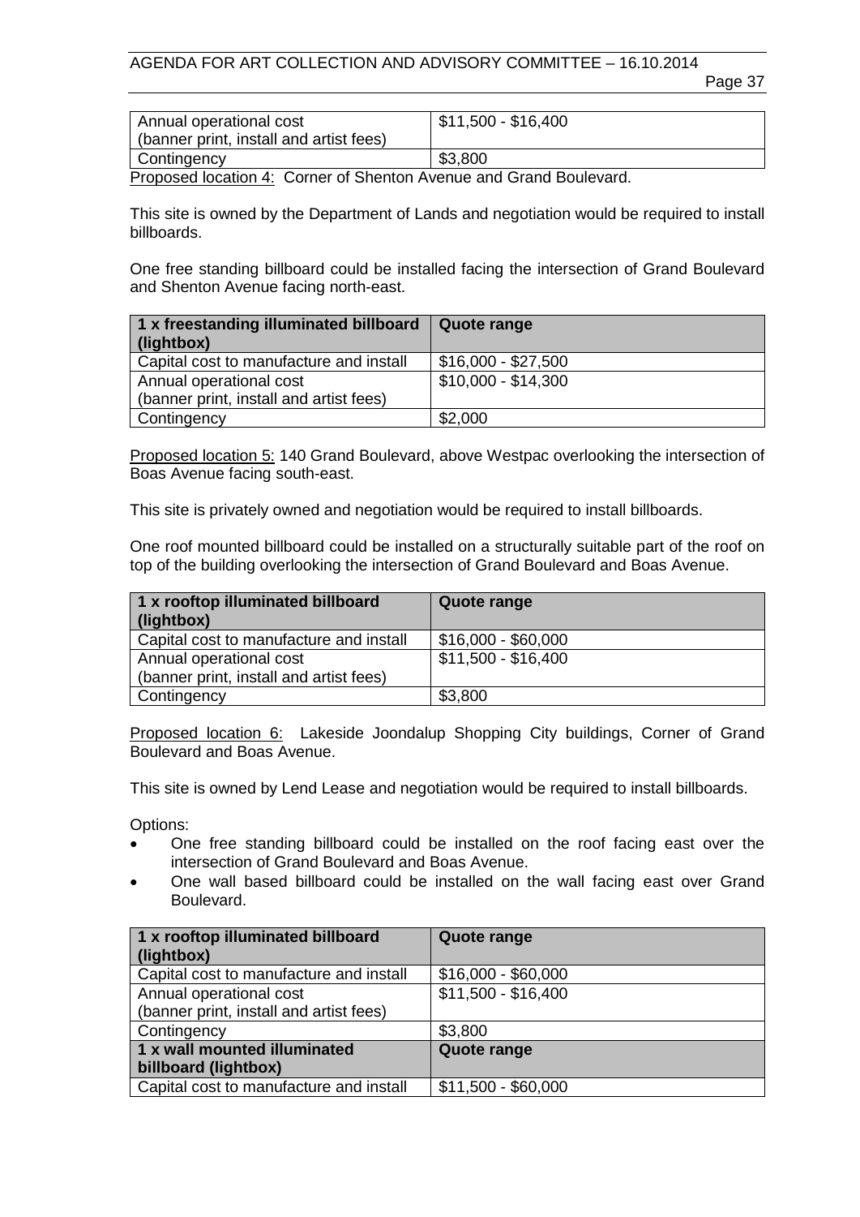| Annual operational cost (banner print, install and artist fees) | $11,500 - $16,400 |
| --- | --- |
| Contingency | $3,800 |

Proposed location 4: Corner of Shenton Avenue and Grand Boulevard.

This site is owned by the Department of Lands and negotiation would be required to install billboards.

One free standing billboard could be installed facing the intersection of Grand Boulevard and Shenton Avenue facing north-east.

| 1 x freestanding illuminated billboard (lightbox) | Quote range |
| --- | --- |
| Capital cost to manufacture and install | $16,000 - $27,500 |
| Annual operational cost (banner print, install and artist fees) | $10,000 - $14,300 |
| Contingency | $2,000 |

Proposed location 5: 140 Grand Boulevard, above Westpac overlooking the intersection of Boas Avenue facing south-east.

This site is privately owned and negotiation would be required to install billboards.

One roof mounted billboard could be installed on a structurally suitable part of the roof on top of the building overlooking the intersection of Grand Boulevard and Boas Avenue.

| 1 x rooftop illuminated billboard (lightbox) | Quote range |
| --- | --- |
| Capital cost to manufacture and install | $16,000 - $60,000 |
| Annual operational cost (banner print, install and artist fees) | $11,500 - $16,400 |
| Contingency | $3,800 |

Proposed location 6: Lakeside Joondalup Shopping City buildings, Corner of Grand Boulevard and Boas Avenue.

This site is owned by Lend Lease and negotiation would be required to install billboards.

Options:

- One free standing billboard could be installed on the roof facing east over the intersection of Grand Boulevard and Boas Avenue.
- One wall based billboard could be installed on the wall facing east over Grand Boulevard.

| 1 x rooftop illuminated billboard (lightbox) | Quote range |
| --- | --- |
| Capital cost to manufacture and install | $16,000 - $60,000 |
| Annual operational cost (banner print, install and artist fees) | $11,500 - $16,400 |
| Contingency | $3,800 |
| **1 x wall mounted illuminated billboard (lightbox)** | **Quote range** |
| Capital cost to manufacture and install | $11,500 - $60,000 |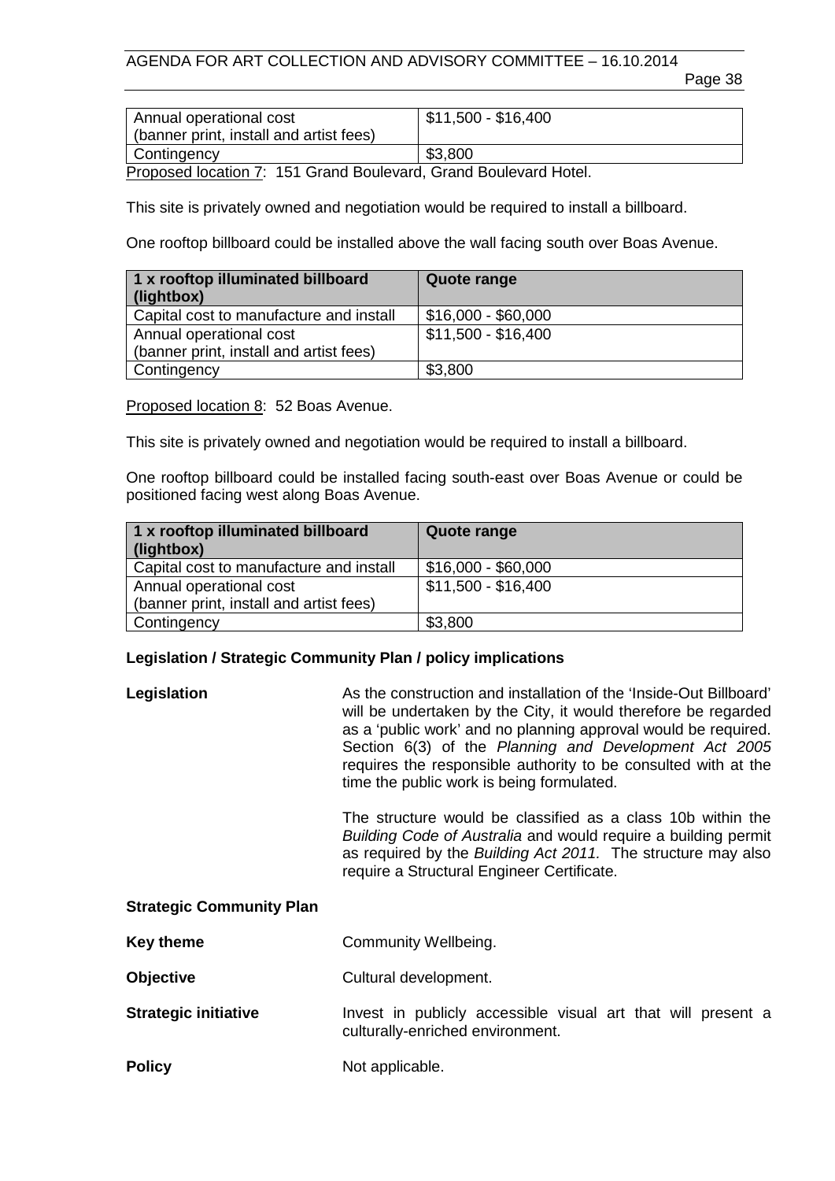| | |
|---|---|
| Annual operational cost (banner print, install and artist fees) | $11,500 - $16,400 |
| Contingency | $3,800 |

Proposed location 7: 151 Grand Boulevard, Grand Boulevard Hotel.

This site is privately owned and negotiation would be required to install a billboard.

One rooftop billboard could be installed above the wall facing south over Boas Avenue.

| 1 x rooftop illuminated billboard (lightbox) | Quote range |
|---|---|
| Capital cost to manufacture and install | $16,000 - $60,000 |
| Annual operational cost (banner print, install and artist fees) | $11,500 - $16,400 |
| Contingency | $3,800 |

Proposed location 8: 52 Boas Avenue.

This site is privately owned and negotiation would be required to install a billboard.

One rooftop billboard could be installed facing south-east over Boas Avenue or could be positioned facing west along Boas Avenue.

| 1 x rooftop illuminated billboard (lightbox) | Quote range |
|---|---|
| Capital cost to manufacture and install | $16,000 - $60,000 |
| Annual operational cost (banner print, install and artist fees) | $11,500 - $16,400 |
| Contingency | $3,800 |

**Legislation / Strategic Community Plan / policy implications**

**Legislation**

As the construction and installation of the 'Inside-Out Billboard' will be undertaken by the City, it would therefore be regarded as a 'public work' and no planning approval would be required. Section 6(3) of the *Planning and Development Act 2005* requires the responsible authority to be consulted with at the time the public work is being formulated.

The structure would be classified as a class 10b within the *Building Code of Australia* and would require a building permit as required by the *Building Act 2011.* The structure may also require a Structural Engineer Certificate.

**Strategic Community Plan**

**Key theme** Community Wellbeing.

**Objective** Cultural development.

**Strategic initiative** Invest in publicly accessible visual art that will present a culturally-enriched environment.

**Policy** Not applicable.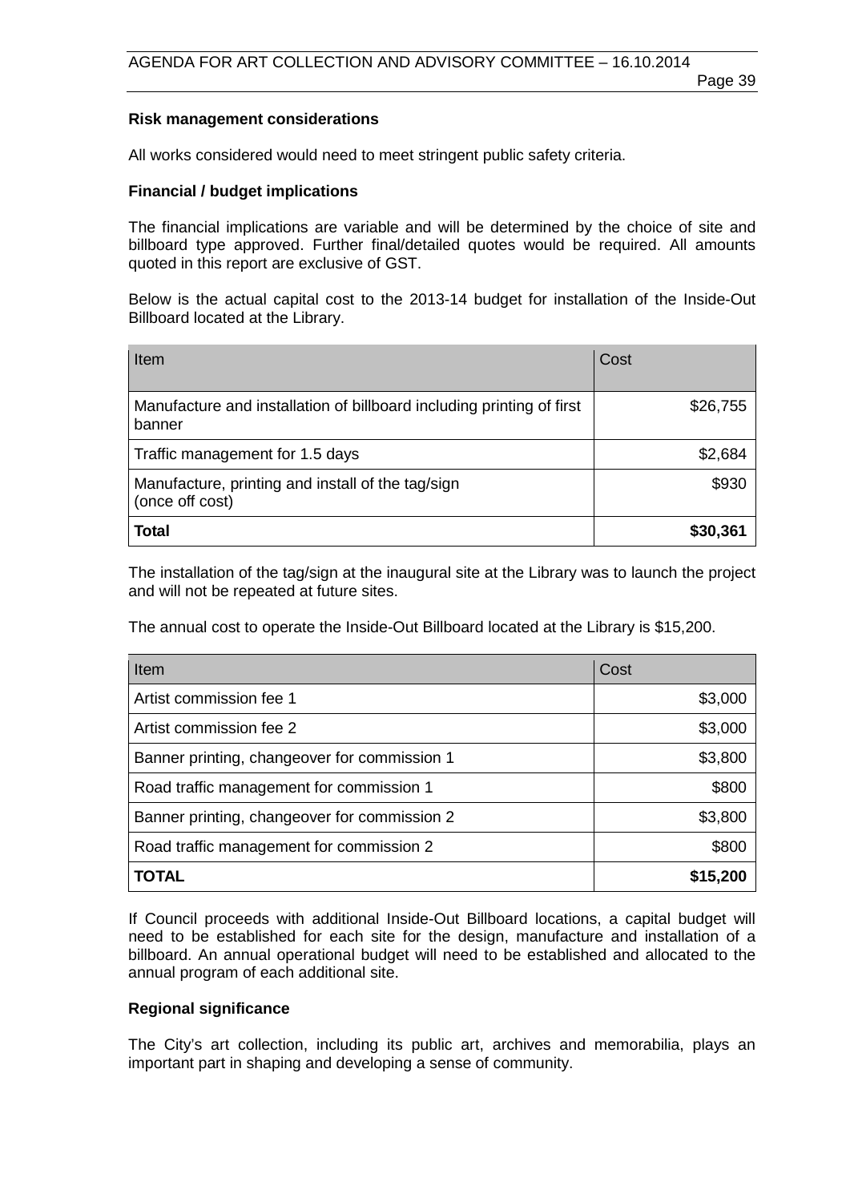**Risk management considerations**

All works considered would need to meet stringent public safety criteria.

**Financial / budget implications**

The financial implications are variable and will be determined by the choice of site and billboard type approved. Further final/detailed quotes would be required. All amounts quoted in this report are exclusive of GST.

Below is the actual capital cost to the 2013-14 budget for installation of the Inside-Out Billboard located at the Library.

| Item | Cost |
|---|---|
| Manufacture and installation of billboard including printing of first banner | $26,755 |
| Traffic management for 1.5 days | $2,684 |
| Manufacture, printing and install of the tag/sign (once off cost) | $930 |
| **Total** | **$30,361** |

The installation of the tag/sign at the inaugural site at the Library was to launch the project and will not be repeated at future sites.

The annual cost to operate the Inside-Out Billboard located at the Library is $15,200.

| Item | Cost |
|---|---|
| Artist commission fee 1 | $3,000 |
| Artist commission fee 2 | $3,000 |
| Banner printing, changeover for commission 1 | $3,800 |
| Road traffic management for commission 1 | $800 |
| Banner printing, changeover for commission 2 | $3,800 |
| Road traffic management for commission 2 | $800 |
| **TOTAL** | **$15,200** |

If Council proceeds with additional Inside-Out Billboard locations, a capital budget will need to be established for each site for the design, manufacture and installation of a billboard. An annual operational budget will need to be established and allocated to the annual program of each additional site.

**Regional significance**

The City's art collection, including its public art, archives and memorabilia, plays an important part in shaping and developing a sense of community.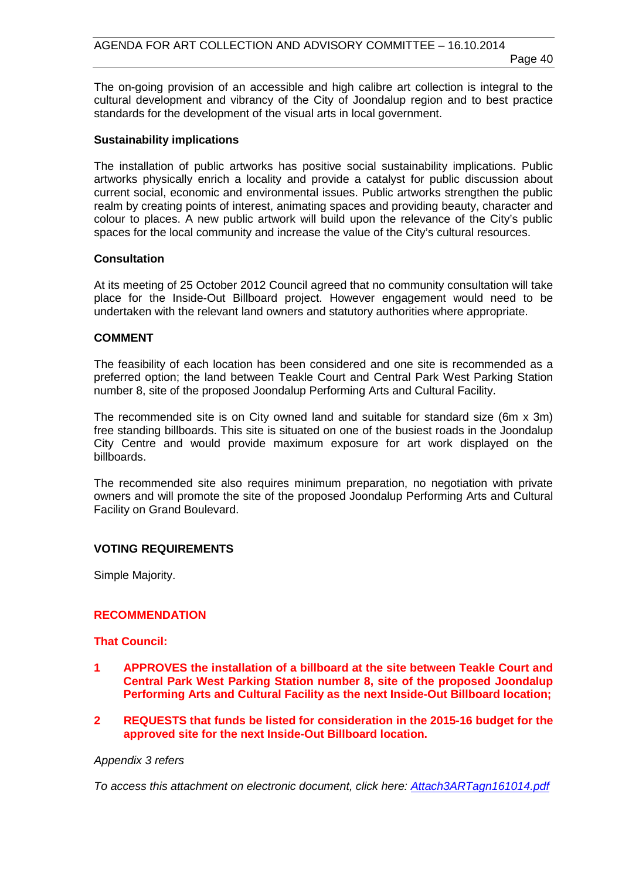The on-going provision of an accessible and high calibre art collection is integral to the cultural development and vibrancy of the City of Joondalup region and to best practice standards for the development of the visual arts in local government.

**Sustainability implications**

The installation of public artworks has positive social sustainability implications. Public artworks physically enrich a locality and provide a catalyst for public discussion about current social, economic and environmental issues. Public artworks strengthen the public realm by creating points of interest, animating spaces and providing beauty, character and colour to places. A new public artwork will build upon the relevance of the City's public spaces for the local community and increase the value of the City's cultural resources.

**Consultation**

At its meeting of 25 October 2012 Council agreed that no community consultation will take place for the Inside-Out Billboard project. However engagement would need to be undertaken with the relevant land owners and statutory authorities where appropriate.

**COMMENT**

The feasibility of each location has been considered and one site is recommended as a preferred option; the land between Teakle Court and Central Park West Parking Station number 8, site of the proposed Joondalup Performing Arts and Cultural Facility.

The recommended site is on City owned land and suitable for standard size (6m x 3m) free standing billboards. This site is situated on one of the busiest roads in the Joondalup City Centre and would provide maximum exposure for art work displayed on the billboards.

The recommended site also requires minimum preparation, no negotiation with private owners and will promote the site of the proposed Joondalup Performing Arts and Cultural Facility on Grand Boulevard.

**VOTING REQUIREMENTS**

Simple Majority.

**RECOMMENDATION**

**That Council:**

1. **APPROVES the installation of a billboard at the site between Teakle Court and Central Park West Parking Station number 8, site of the proposed Joondalup Performing Arts and Cultural Facility as the next Inside-Out Billboard location;**

2. **REQUESTS that funds be listed for consideration in the 2015-16 budget for the approved site for the next Inside-Out Billboard location.**

*Appendix 3 refers*

*To access this attachment on electronic document, click here: Attach3ARTagn161014.pdf*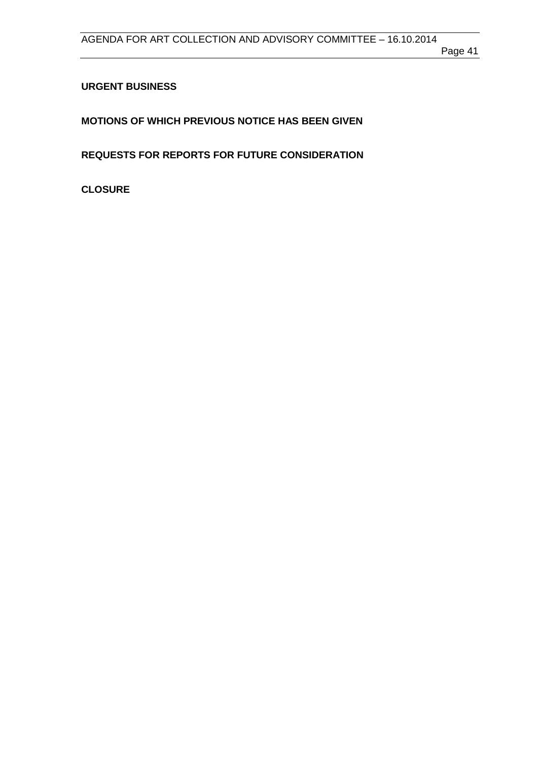**URGENT BUSINESS**

**MOTIONS OF WHICH PREVIOUS NOTICE HAS BEEN GIVEN**

**REQUESTS FOR REPORTS FOR FUTURE CONSIDERATION**

**CLOSURE**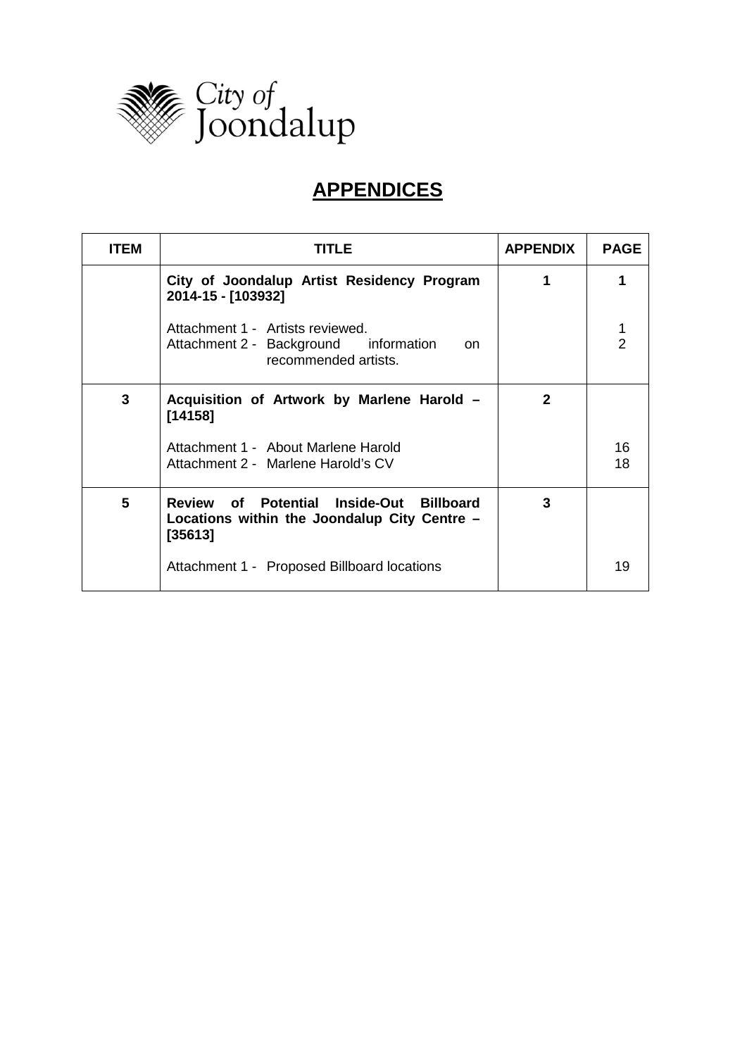City of Joondalup

# APPENDICES

| ITEM | TITLE | APPENDIX | PAGE |
|---|---|---|---|
| | **City of Joondalup Artist Residency Program 2014-15 - [103932]** | **1** | **1** |
| | Attachment 1 - Artists reviewed.<br>Attachment 2 - Background information on recommended artists. | | 1<br>2 |
| **3** | **Acquisition of Artwork by Marlene Harold – [14158]** | **2** | |
| | Attachment 1 - About Marlene Harold<br>Attachment 2 - Marlene Harold's CV | | 16<br>18 |
| **5** | **Review of Potential Inside-Out Billboard Locations within the Joondalup City Centre – [35613]** | **3** | |
| | Attachment 1 - Proposed Billboard locations | | 19 |